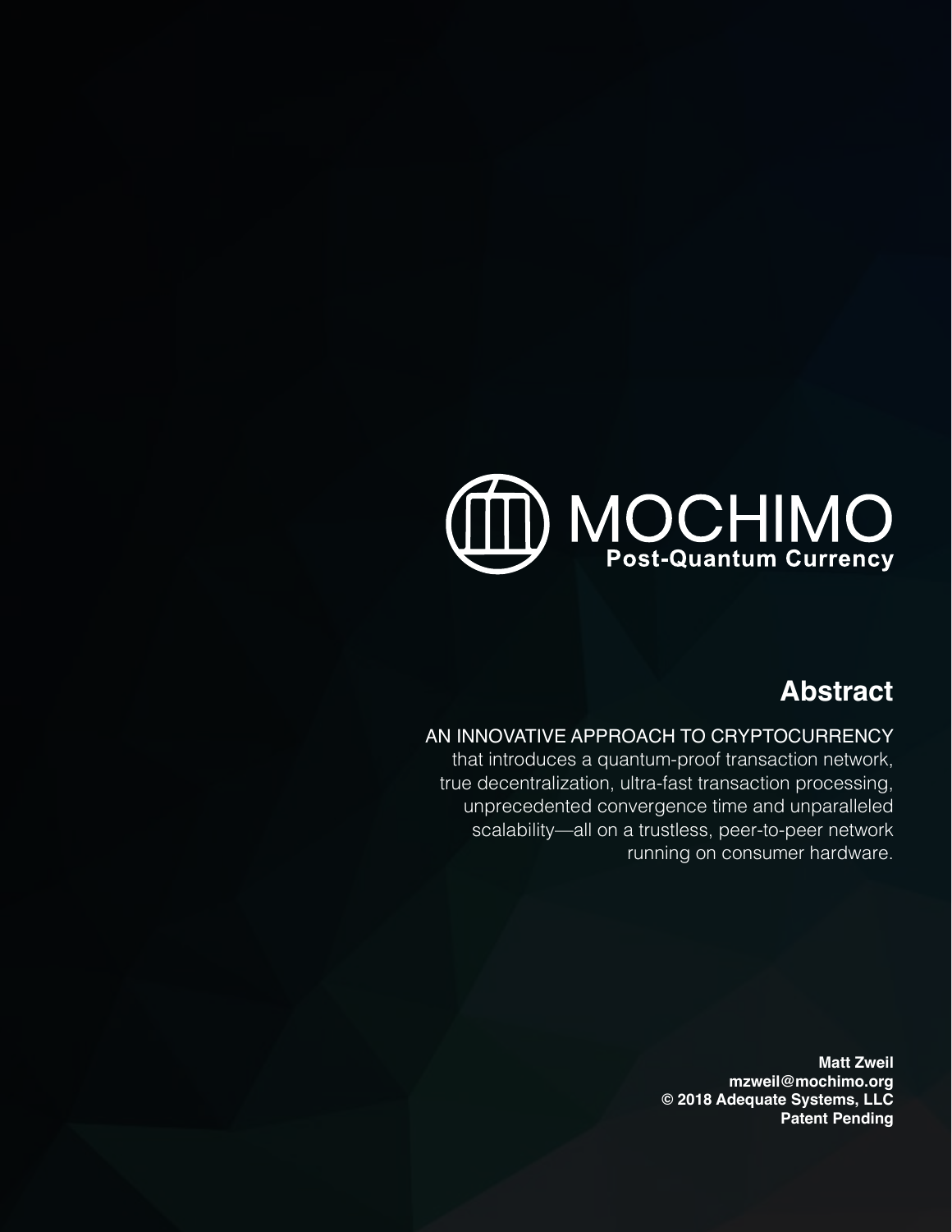# MOCHIMO

**Post-Quantum Currency**

## Abstract

AN INNOVATIVE APPROACH TO CRYPTOCURRENCY that introduces a quantum-proof transaction network, true decentralization, ultra-fast transaction processing, unprecedented convergence time and unparalleled scalability—all on a trustless, peer-to-peer network running on consumer hardware.

**Matt Zweil**
**mzweil@mochimo.org**
**© 2018 Adequate Systems, LLC**
**Patent Pending**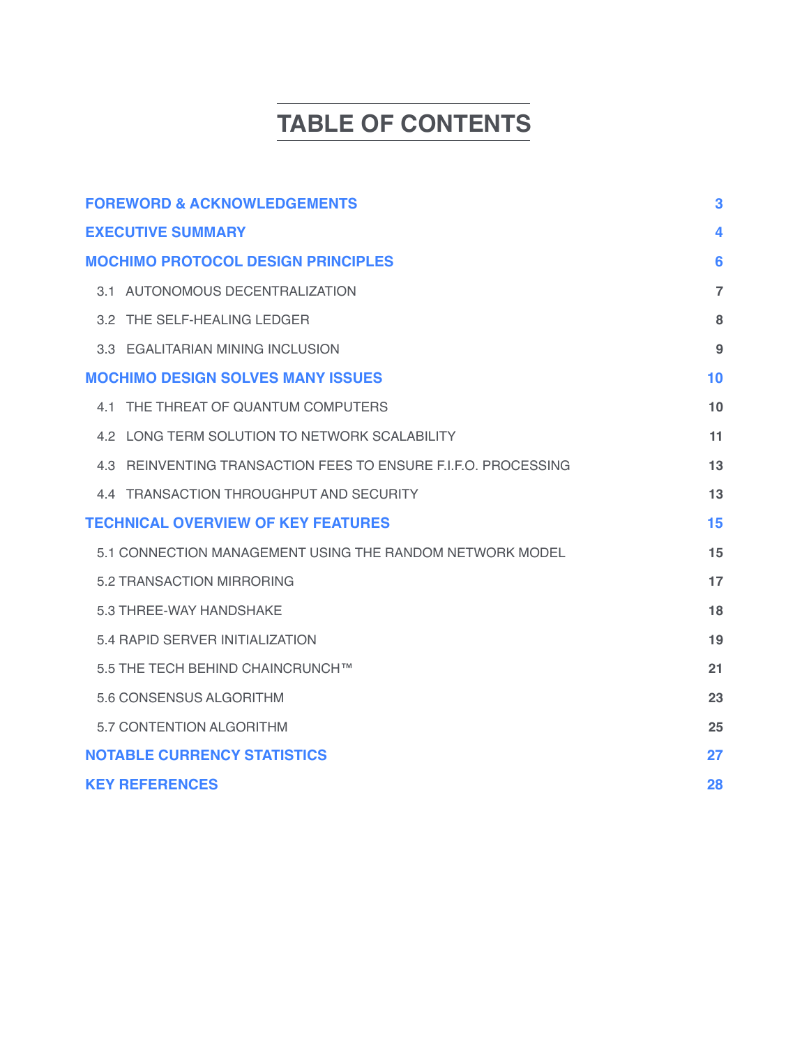# TABLE OF CONTENTS

| | |
|---|---|
| **FOREWORD & ACKNOWLEDGEMENTS** | **3** |
| **EXECUTIVE SUMMARY** | **4** |
| **MOCHIMO PROTOCOL DESIGN PRINCIPLES** | **6** |
| 3.1 AUTONOMOUS DECENTRALIZATION | 7 |
| 3.2 THE SELF-HEALING LEDGER | 8 |
| 3.3 EGALITARIAN MINING INCLUSION | 9 |
| **MOCHIMO DESIGN SOLVES MANY ISSUES** | **10** |
| 4.1 THE THREAT OF QUANTUM COMPUTERS | 10 |
| 4.2 LONG TERM SOLUTION TO NETWORK SCALABILITY | 11 |
| 4.3 REINVENTING TRANSACTION FEES TO ENSURE F.I.F.O. PROCESSING | 13 |
| 4.4 TRANSACTION THROUGHPUT AND SECURITY | 13 |
| **TECHNICAL OVERVIEW OF KEY FEATURES** | **15** |
| 5.1 CONNECTION MANAGEMENT USING THE RANDOM NETWORK MODEL | 15 |
| 5.2 TRANSACTION MIRRORING | 17 |
| 5.3 THREE-WAY HANDSHAKE | 18 |
| 5.4 RAPID SERVER INITIALIZATION | 19 |
| 5.5 THE TECH BEHIND CHAINCRUNCH™ | 21 |
| 5.6 CONSENSUS ALGORITHM | 23 |
| 5.7 CONTENTION ALGORITHM | 25 |
| **NOTABLE CURRENCY STATISTICS** | **27** |
| **KEY REFERENCES** | **28** |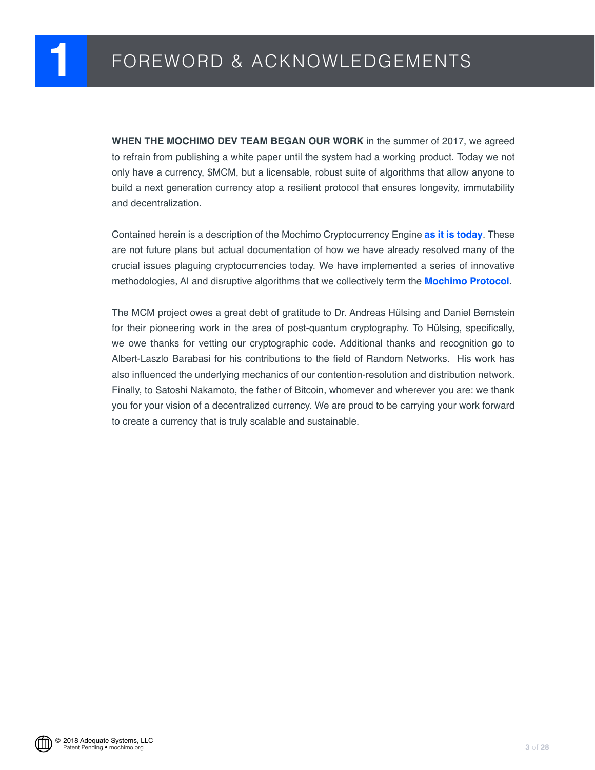# 1 FOREWORD & ACKNOWLEDGEMENTS

**WHEN THE MOCHIMO DEV TEAM BEGAN OUR WORK** in the summer of 2017, we agreed to refrain from publishing a white paper until the system had a working product. Today we not only have a currency, $MCM, but a licensable, robust suite of algorithms that allow anyone to build a next generation currency atop a resilient protocol that ensures longevity, immutability and decentralization.

Contained herein is a description of the Mochimo Cryptocurrency Engine **as it is today**. These are not future plans but actual documentation of how we have already resolved many of the crucial issues plaguing cryptocurrencies today. We have implemented a series of innovative methodologies, AI and disruptive algorithms that we collectively term the **Mochimo Protocol**.

The MCM project owes a great debt of gratitude to Dr. Andreas Hülsing and Daniel Bernstein for their pioneering work in the area of post-quantum cryptography. To Hülsing, specifically, we owe thanks for vetting our cryptographic code. Additional thanks and recognition go to Albert-Laszlo Barabasi for his contributions to the field of Random Networks. His work has also influenced the underlying mechanics of our contention-resolution and distribution network. Finally, to Satoshi Nakamoto, the father of Bitcoin, whomever and wherever you are: we thank you for your vision of a decentralized currency. We are proud to be carrying your work forward to create a currency that is truly scalable and sustainable.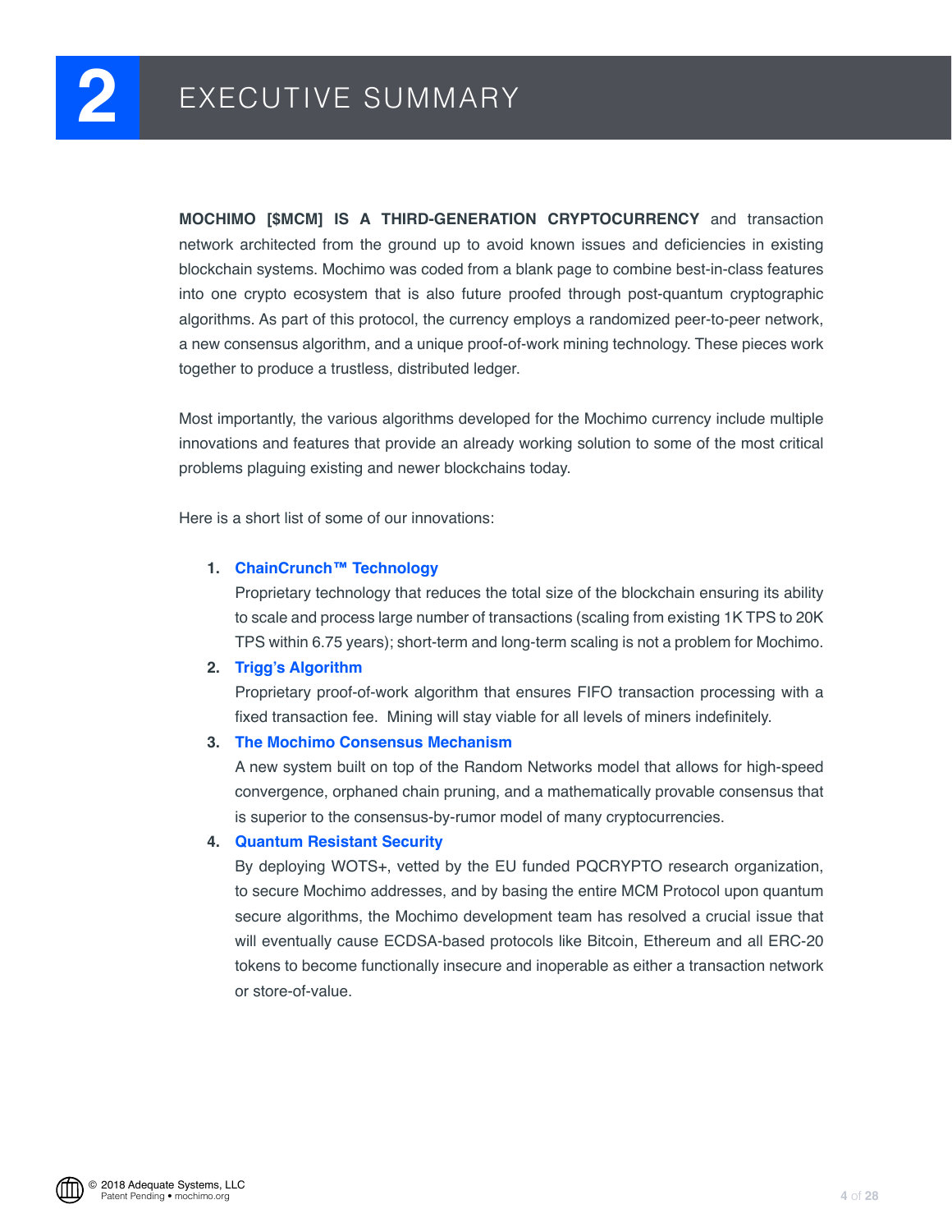# 2 EXECUTIVE SUMMARY

**MOCHIMO [$MCM] IS A THIRD-GENERATION CRYPTOCURRENCY** and transaction network architected from the ground up to avoid known issues and deficiencies in existing blockchain systems. Mochimo was coded from a blank page to combine best-in-class features into one crypto ecosystem that is also future proofed through post-quantum cryptographic algorithms. As part of this protocol, the currency employs a randomized peer-to-peer network, a new consensus algorithm, and a unique proof-of-work mining technology. These pieces work together to produce a trustless, distributed ledger.

Most importantly, the various algorithms developed for the Mochimo currency include multiple innovations and features that provide an already working solution to some of the most critical problems plaguing existing and newer blockchains today.

Here is a short list of some of our innovations:

1. **ChainCrunch™ Technology**
   Proprietary technology that reduces the total size of the blockchain ensuring its ability to scale and process large number of transactions (scaling from existing 1K TPS to 20K TPS within 6.75 years); short-term and long-term scaling is not a problem for Mochimo.
2. **Trigg's Algorithm**
   Proprietary proof-of-work algorithm that ensures FIFO transaction processing with a fixed transaction fee. Mining will stay viable for all levels of miners indefinitely.
3. **The Mochimo Consensus Mechanism**
   A new system built on top of the Random Networks model that allows for high-speed convergence, orphaned chain pruning, and a mathematically provable consensus that is superior to the consensus-by-rumor model of many cryptocurrencies.
4. **Quantum Resistant Security**
   By deploying WOTS+, vetted by the EU funded PQCRYPTO research organization, to secure Mochimo addresses, and by basing the entire MCM Protocol upon quantum secure algorithms, the Mochimo development team has resolved a crucial issue that will eventually cause ECDSA-based protocols like Bitcoin, Ethereum and all ERC-20 tokens to become functionally insecure and inoperable as either a transaction network or store-of-value.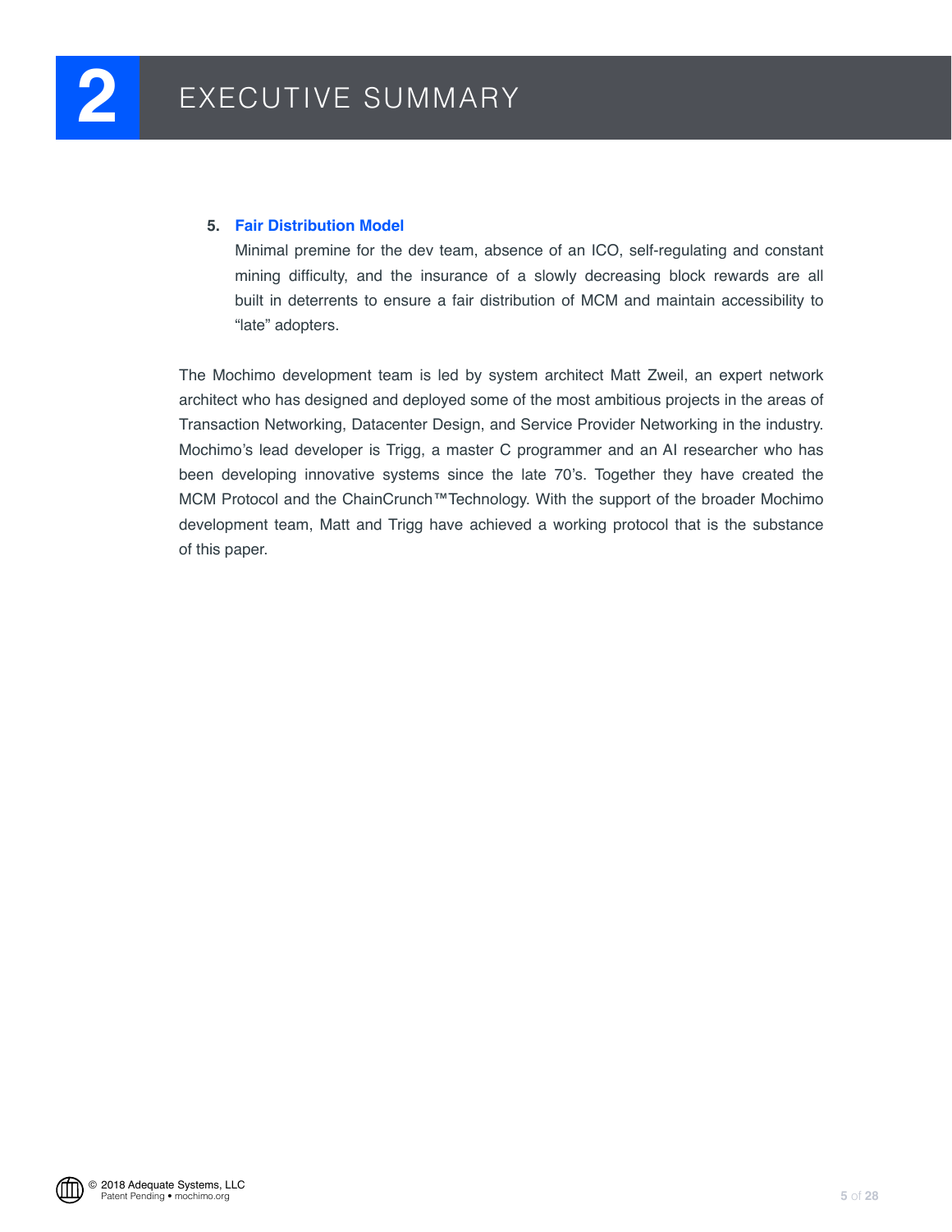# 2 EXECUTIVE SUMMARY

5. **Fair Distribution Model**
   Minimal premine for the dev team, absence of an ICO, self-regulating and constant mining difficulty, and the insurance of a slowly decreasing block rewards are all built in deterrents to ensure a fair distribution of MCM and maintain accessibility to "late" adopters.

The Mochimo development team is led by system architect Matt Zweil, an expert network architect who has designed and deployed some of the most ambitious projects in the areas of Transaction Networking, Datacenter Design, and Service Provider Networking in the industry. Mochimo's lead developer is Trigg, a master C programmer and an AI researcher who has been developing innovative systems since the late 70's. Together they have created the MCM Protocol and the ChainCrunch™Technology. With the support of the broader Mochimo development team, Matt and Trigg have achieved a working protocol that is the substance of this paper.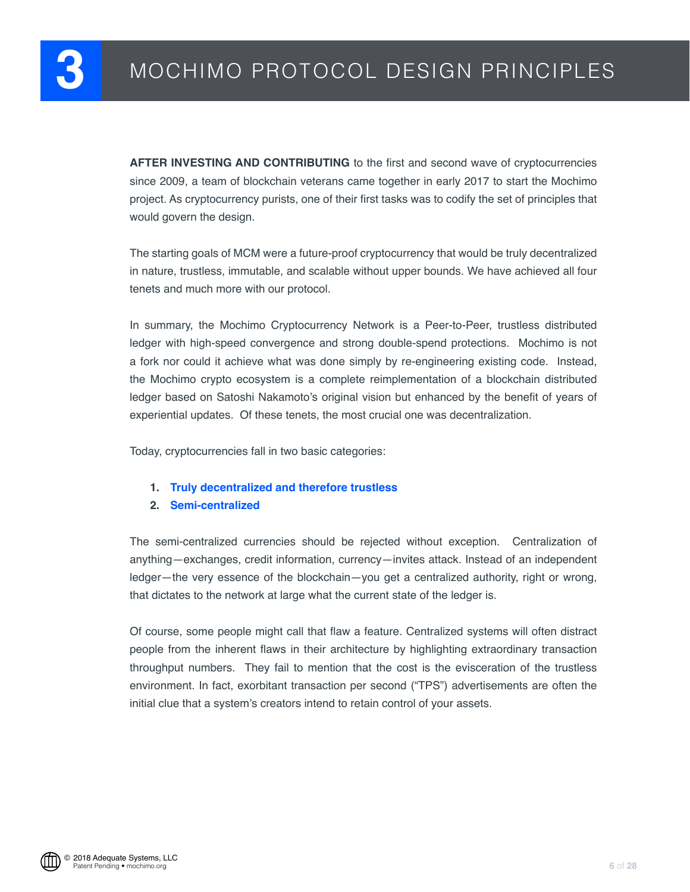# 3 MOCHIMO PROTOCOL DESIGN PRINCIPLES

**AFTER INVESTING AND CONTRIBUTING** to the first and second wave of cryptocurrencies since 2009, a team of blockchain veterans came together in early 2017 to start the Mochimo project. As cryptocurrency purists, one of their first tasks was to codify the set of principles that would govern the design.

The starting goals of MCM were a future-proof cryptocurrency that would be truly decentralized in nature, trustless, immutable, and scalable without upper bounds. We have achieved all four tenets and much more with our protocol.

In summary, the Mochimo Cryptocurrency Network is a Peer-to-Peer, trustless distributed ledger with high-speed convergence and strong double-spend protections. Mochimo is not a fork nor could it achieve what was done simply by re-engineering existing code. Instead, the Mochimo crypto ecosystem is a complete reimplementation of a blockchain distributed ledger based on Satoshi Nakamoto's original vision but enhanced by the benefit of years of experiential updates. Of these tenets, the most crucial one was decentralization.

Today, cryptocurrencies fall in two basic categories:

1. **Truly decentralized and therefore trustless**
2. **Semi-centralized**

The semi-centralized currencies should be rejected without exception. Centralization of anything—exchanges, credit information, currency—invites attack. Instead of an independent ledger—the very essence of the blockchain—you get a centralized authority, right or wrong, that dictates to the network at large what the current state of the ledger is.

Of course, some people might call that flaw a feature. Centralized systems will often distract people from the inherent flaws in their architecture by highlighting extraordinary transaction throughput numbers. They fail to mention that the cost is the evisceration of the trustless environment. In fact, exorbitant transaction per second ("TPS") advertisements are often the initial clue that a system's creators intend to retain control of your assets.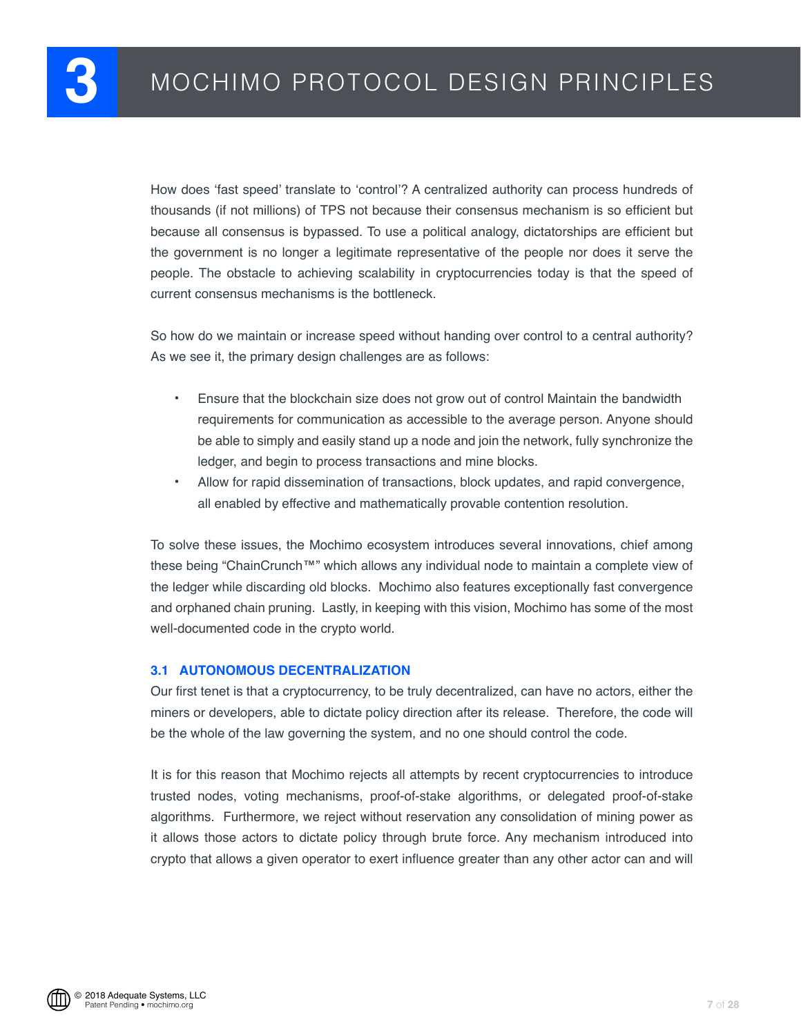# 3 MOCHIMO PROTOCOL DESIGN PRINCIPLES

How does 'fast speed' translate to 'control'? A centralized authority can process hundreds of thousands (if not millions) of TPS not because their consensus mechanism is so efficient but because all consensus is bypassed. To use a political analogy, dictatorships are efficient but the government is no longer a legitimate representative of the people nor does it serve the people. The obstacle to achieving scalability in cryptocurrencies today is that the speed of current consensus mechanisms is the bottleneck.

So how do we maintain or increase speed without handing over control to a central authority? As we see it, the primary design challenges are as follows:

- Ensure that the blockchain size does not grow out of control Maintain the bandwidth requirements for communication as accessible to the average person. Anyone should be able to simply and easily stand up a node and join the network, fully synchronize the ledger, and begin to process transactions and mine blocks.
- Allow for rapid dissemination of transactions, block updates, and rapid convergence, all enabled by effective and mathematically provable contention resolution.

To solve these issues, the Mochimo ecosystem introduces several innovations, chief among these being "ChainCrunch™" which allows any individual node to maintain a complete view of the ledger while discarding old blocks. Mochimo also features exceptionally fast convergence and orphaned chain pruning. Lastly, in keeping with this vision, Mochimo has some of the most well-documented code in the crypto world.

## 3.1 AUTONOMOUS DECENTRALIZATION

Our first tenet is that a cryptocurrency, to be truly decentralized, can have no actors, either the miners or developers, able to dictate policy direction after its release. Therefore, the code will be the whole of the law governing the system, and no one should control the code.

It is for this reason that Mochimo rejects all attempts by recent cryptocurrencies to introduce trusted nodes, voting mechanisms, proof-of-stake algorithms, or delegated proof-of-stake algorithms. Furthermore, we reject without reservation any consolidation of mining power as it allows those actors to dictate policy through brute force. Any mechanism introduced into crypto that allows a given operator to exert influence greater than any other actor can and will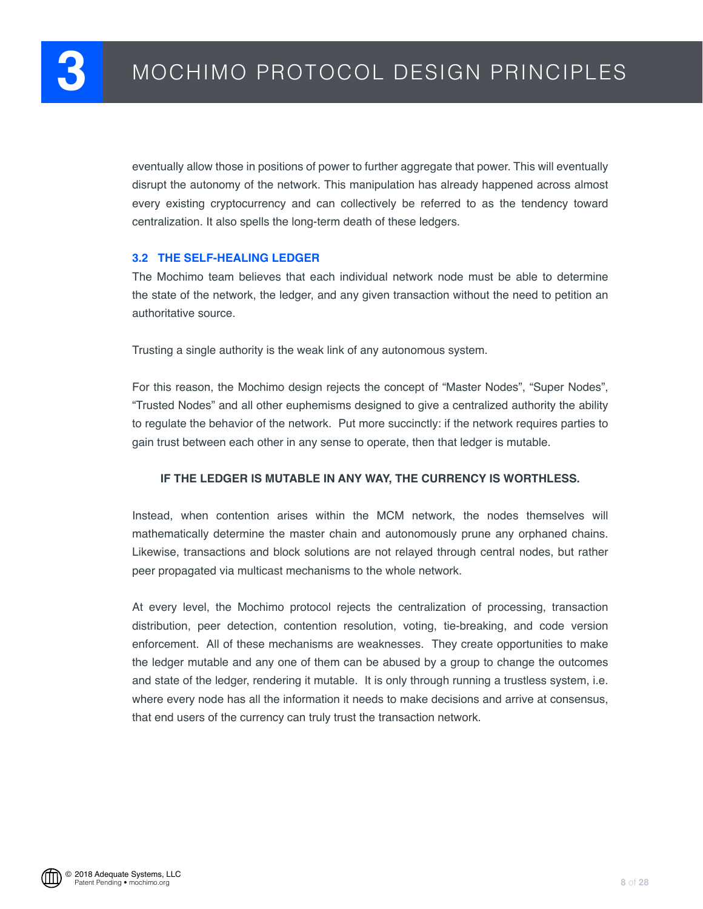eventually allow those in positions of power to further aggregate that power. This will eventually disrupt the autonomy of the network. This manipulation has already happened across almost every existing cryptocurrency and can collectively be referred to as the tendency toward centralization. It also spells the long-term death of these ledgers.

### 3.2 THE SELF-HEALING LEDGER

The Mochimo team believes that each individual network node must be able to determine the state of the network, the ledger, and any given transaction without the need to petition an authoritative source.

Trusting a single authority is the weak link of any autonomous system.

For this reason, the Mochimo design rejects the concept of "Master Nodes", "Super Nodes", "Trusted Nodes" and all other euphemisms designed to give a centralized authority the ability to regulate the behavior of the network. Put more succinctly: if the network requires parties to gain trust between each other in any sense to operate, then that ledger is mutable.

**IF THE LEDGER IS MUTABLE IN ANY WAY, THE CURRENCY IS WORTHLESS.**

Instead, when contention arises within the MCM network, the nodes themselves will mathematically determine the master chain and autonomously prune any orphaned chains. Likewise, transactions and block solutions are not relayed through central nodes, but rather peer propagated via multicast mechanisms to the whole network.

At every level, the Mochimo protocol rejects the centralization of processing, transaction distribution, peer detection, contention resolution, voting, tie-breaking, and code version enforcement. All of these mechanisms are weaknesses. They create opportunities to make the ledger mutable and any one of them can be abused by a group to change the outcomes and state of the ledger, rendering it mutable. It is only through running a trustless system, i.e. where every node has all the information it needs to make decisions and arrive at consensus, that end users of the currency can truly trust the transaction network.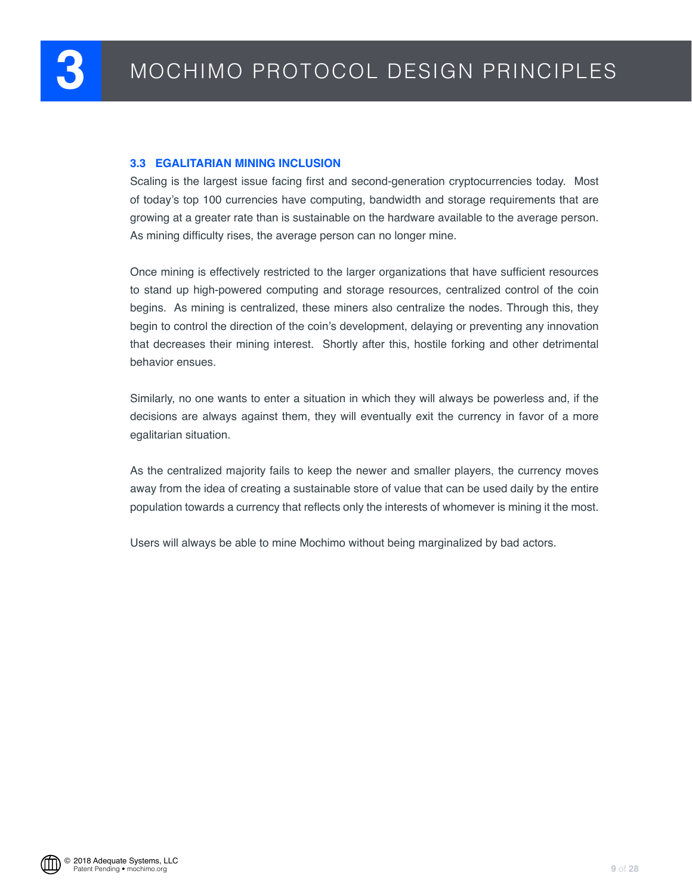# 3 MOCHIMO PROTOCOL DESIGN PRINCIPLES

### 3.3 EGALITARIAN MINING INCLUSION

Scaling is the largest issue facing first and second-generation cryptocurrencies today. Most of today's top 100 currencies have computing, bandwidth and storage requirements that are growing at a greater rate than is sustainable on the hardware available to the average person. As mining difficulty rises, the average person can no longer mine.

Once mining is effectively restricted to the larger organizations that have sufficient resources to stand up high-powered computing and storage resources, centralized control of the coin begins. As mining is centralized, these miners also centralize the nodes. Through this, they begin to control the direction of the coin's development, delaying or preventing any innovation that decreases their mining interest. Shortly after this, hostile forking and other detrimental behavior ensues.

Similarly, no one wants to enter a situation in which they will always be powerless and, if the decisions are always against them, they will eventually exit the currency in favor of a more egalitarian situation.

As the centralized majority fails to keep the newer and smaller players, the currency moves away from the idea of creating a sustainable store of value that can be used daily by the entire population towards a currency that reflects only the interests of whomever is mining it the most.

Users will always be able to mine Mochimo without being marginalized by bad actors.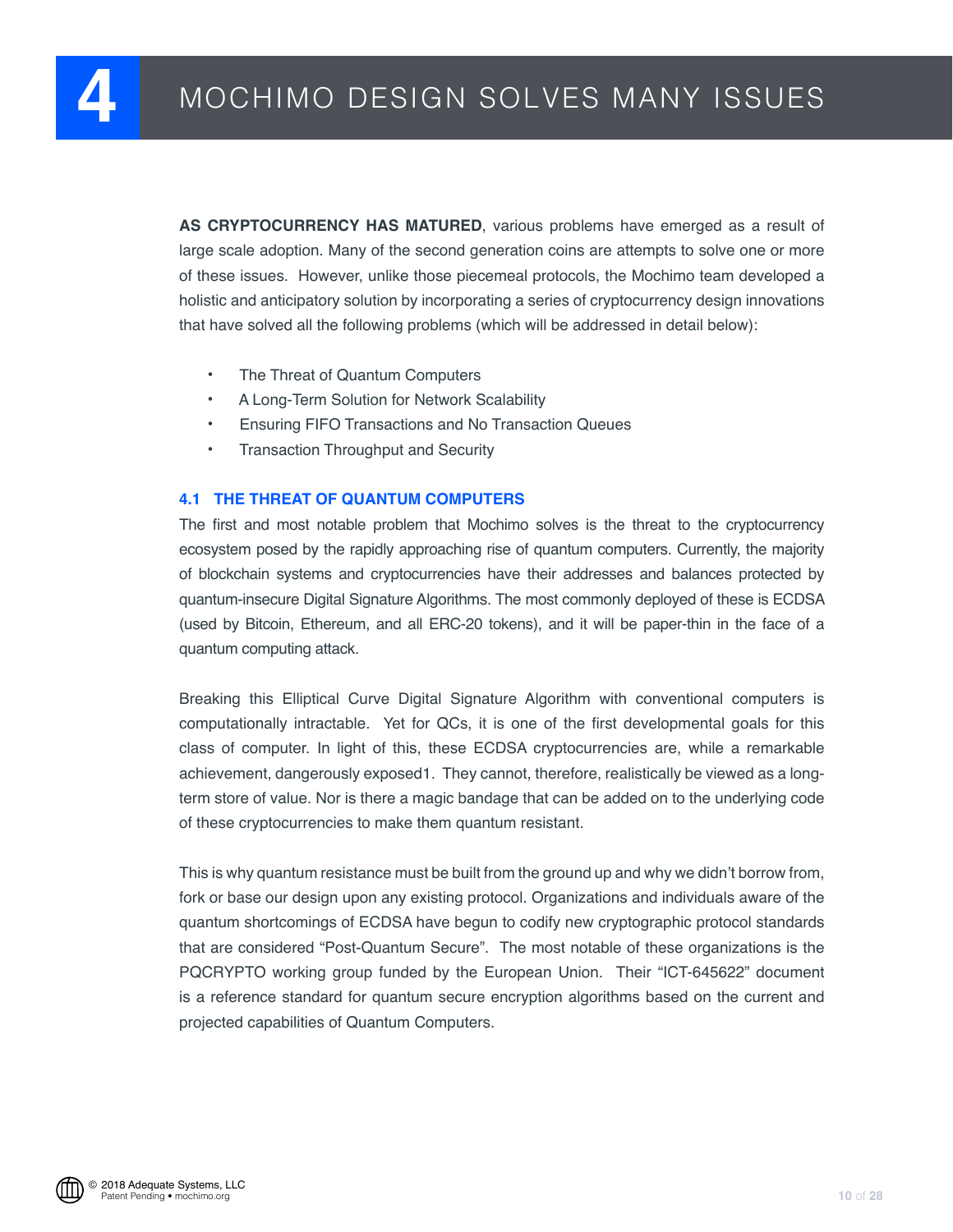# 4 MOCHIMO DESIGN SOLVES MANY ISSUES

**AS CRYPTOCURRENCY HAS MATURED**, various problems have emerged as a result of large scale adoption. Many of the second generation coins are attempts to solve one or more of these issues. However, unlike those piecemeal protocols, the Mochimo team developed a holistic and anticipatory solution by incorporating a series of cryptocurrency design innovations that have solved all the following problems (which will be addressed in detail below):

- The Threat of Quantum Computers
- A Long-Term Solution for Network Scalability
- Ensuring FIFO Transactions and No Transaction Queues
- Transaction Throughput and Security

## 4.1 THE THREAT OF QUANTUM COMPUTERS

The first and most notable problem that Mochimo solves is the threat to the cryptocurrency ecosystem posed by the rapidly approaching rise of quantum computers. Currently, the majority of blockchain systems and cryptocurrencies have their addresses and balances protected by quantum-insecure Digital Signature Algorithms. The most commonly deployed of these is ECDSA (used by Bitcoin, Ethereum, and all ERC-20 tokens), and it will be paper-thin in the face of a quantum computing attack.

Breaking this Elliptical Curve Digital Signature Algorithm with conventional computers is computationally intractable. Yet for QCs, it is one of the first developmental goals for this class of computer. In light of this, these ECDSA cryptocurrencies are, while a remarkable achievement, dangerously exposed[1]. They cannot, therefore, realistically be viewed as a long-term store of value. Nor is there a magic bandage that can be added on to the underlying code of these cryptocurrencies to make them quantum resistant.

This is why quantum resistance must be built from the ground up and why we didn't borrow from, fork or base our design upon any existing protocol. Organizations and individuals aware of the quantum shortcomings of ECDSA have begun to codify new cryptographic protocol standards that are considered "Post-Quantum Secure". The most notable of these organizations is the PQCRYPTO working group funded by the European Union. Their "ICT-645622" document is a reference standard for quantum secure encryption algorithms based on the current and projected capabilities of Quantum Computers.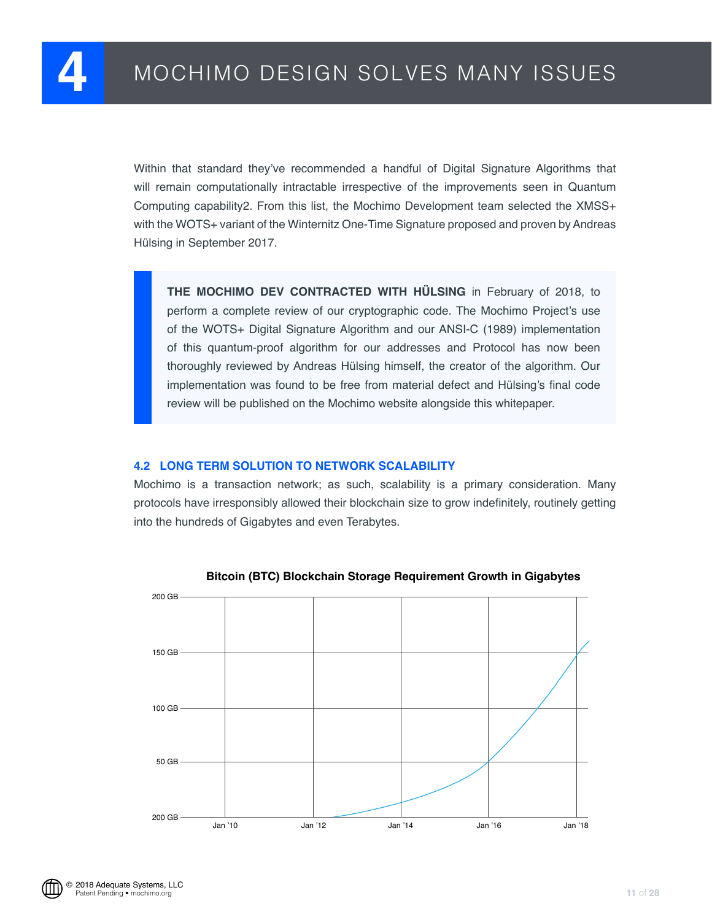# 4 MOCHIMO DESIGN SOLVES MANY ISSUES

Within that standard they've recommended a handful of Digital Signature Algorithms that will remain computationally intractable irrespective of the improvements seen in Quantum Computing capability2. From this list, the Mochimo Development team selected the XMSS+ with the WOTS+ variant of the Winternitz One-Time Signature proposed and proven by Andreas Hülsing in September 2017.

> **THE MOCHIMO DEV CONTRACTED WITH HÜLSING** in February of 2018, to perform a complete review of our cryptographic code. The Mochimo Project's use of the WOTS+ Digital Signature Algorithm and our ANSI-C (1989) implementation of this quantum-proof algorithm for our addresses and Protocol has now been thoroughly reviewed by Andreas Hülsing himself, the creator of the algorithm. Our implementation was found to be free from material defect and Hülsing's final code review will be published on the Mochimo website alongside this whitepaper.

## 4.2 LONG TERM SOLUTION TO NETWORK SCALABILITY

Mochimo is a transaction network; as such, scalability is a primary consideration. Many protocols have irresponsibly allowed their blockchain size to grow indefinitely, routinely getting into the hundreds of Gigabytes and even Terabytes.

**Bitcoin (BTC) Blockchain Storage Requirement Growth in Gigabytes**

200 GB
150 GB
100 GB
50 GB
200 GB

Jan '10 Jan '12 Jan '14 Jan '16 Jan '18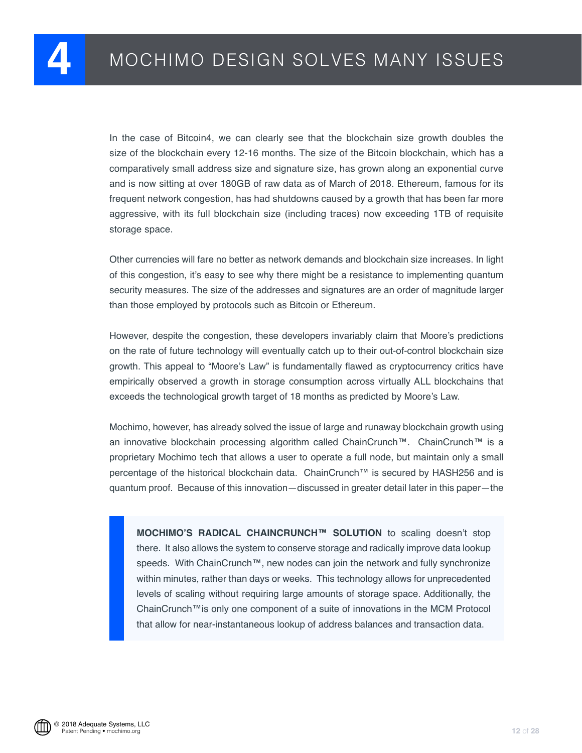# 4 MOCHIMO DESIGN SOLVES MANY ISSUES

In the case of Bitcoin4, we can clearly see that the blockchain size growth doubles the size of the blockchain every 12-16 months. The size of the Bitcoin blockchain, which has a comparatively small address size and signature size, has grown along an exponential curve and is now sitting at over 180GB of raw data as of March of 2018. Ethereum, famous for its frequent network congestion, has had shutdowns caused by a growth that has been far more aggressive, with its full blockchain size (including traces) now exceeding 1TB of requisite storage space.

Other currencies will fare no better as network demands and blockchain size increases. In light of this congestion, it's easy to see why there might be a resistance to implementing quantum security measures. The size of the addresses and signatures are an order of magnitude larger than those employed by protocols such as Bitcoin or Ethereum.

However, despite the congestion, these developers invariably claim that Moore's predictions on the rate of future technology will eventually catch up to their out-of-control blockchain size growth. This appeal to "Moore's Law" is fundamentally flawed as cryptocurrency critics have empirically observed a growth in storage consumption across virtually ALL blockchains that exceeds the technological growth target of 18 months as predicted by Moore's Law.

Mochimo, however, has already solved the issue of large and runaway blockchain growth using an innovative blockchain processing algorithm called ChainCrunch™. ChainCrunch™ is a proprietary Mochimo tech that allows a user to operate a full node, but maintain only a small percentage of the historical blockchain data. ChainCrunch™ is secured by HASH256 and is quantum proof. Because of this innovation—discussed in greater detail later in this paper—the

> **MOCHIMO'S RADICAL CHAINCRUNCH™ SOLUTION** to scaling doesn't stop there. It also allows the system to conserve storage and radically improve data lookup speeds. With ChainCrunch™, new nodes can join the network and fully synchronize within minutes, rather than days or weeks. This technology allows for unprecedented levels of scaling without requiring large amounts of storage space. Additionally, the ChainCrunch™is only one component of a suite of innovations in the MCM Protocol that allow for near-instantaneous lookup of address balances and transaction data.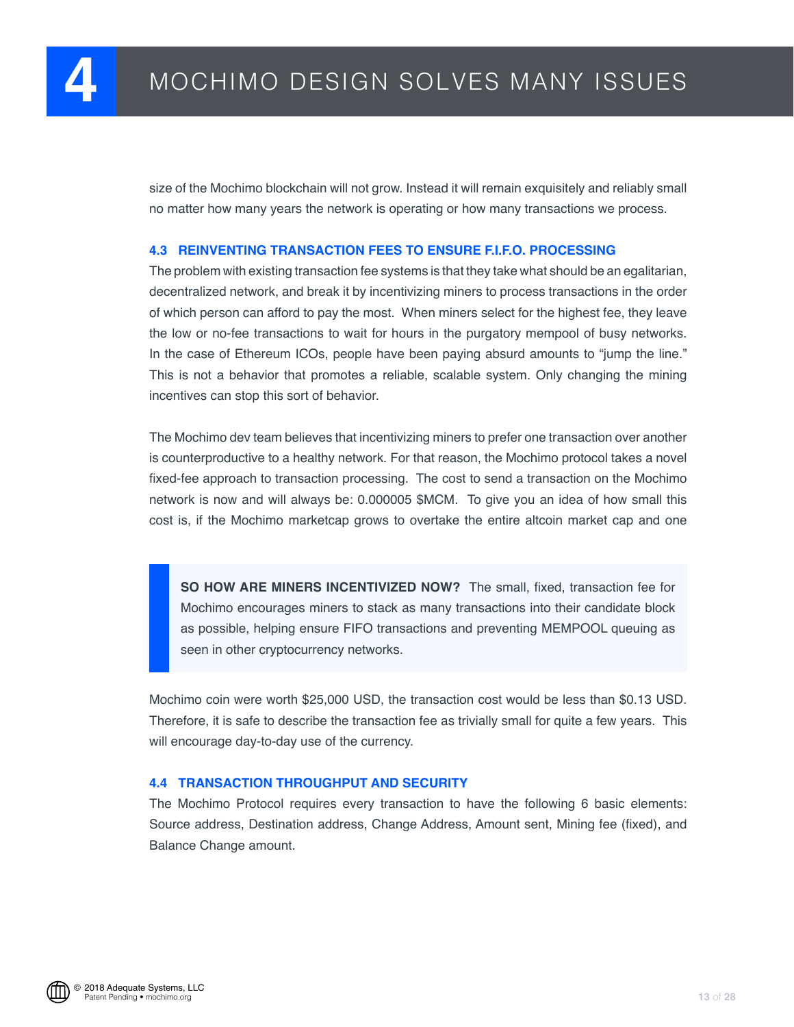size of the Mochimo blockchain will not grow. Instead it will remain exquisitely and reliably small no matter how many years the network is operating or how many transactions we process.

### 4.3 REINVENTING TRANSACTION FEES TO ENSURE F.I.F.O. PROCESSING

The problem with existing transaction fee systems is that they take what should be an egalitarian, decentralized network, and break it by incentivizing miners to process transactions in the order of which person can afford to pay the most. When miners select for the highest fee, they leave the low or no-fee transactions to wait for hours in the purgatory mempool of busy networks. In the case of Ethereum ICOs, people have been paying absurd amounts to "jump the line." This is not a behavior that promotes a reliable, scalable system. Only changing the mining incentives can stop this sort of behavior.

The Mochimo dev team believes that incentivizing miners to prefer one transaction over another is counterproductive to a healthy network. For that reason, the Mochimo protocol takes a novel fixed-fee approach to transaction processing. The cost to send a transaction on the Mochimo network is now and will always be: 0.000005 $MCM. To give you an idea of how small this cost is, if the Mochimo marketcap grows to overtake the entire altcoin market cap and one Mochimo coin were worth $25,000 USD, the transaction cost would be less than $0.13 USD. Therefore, it is safe to describe the transaction fee as trivially small for quite a few years. This will encourage day-to-day use of the currency.

> **SO HOW ARE MINERS INCENTIVIZED NOW?** The small, fixed, transaction fee for Mochimo encourages miners to stack as many transactions into their candidate block as possible, helping ensure FIFO transactions and preventing MEMPOOL queuing as seen in other cryptocurrency networks.

### 4.4 TRANSACTION THROUGHPUT AND SECURITY

The Mochimo Protocol requires every transaction to have the following 6 basic elements: Source address, Destination address, Change Address, Amount sent, Mining fee (fixed), and Balance Change amount.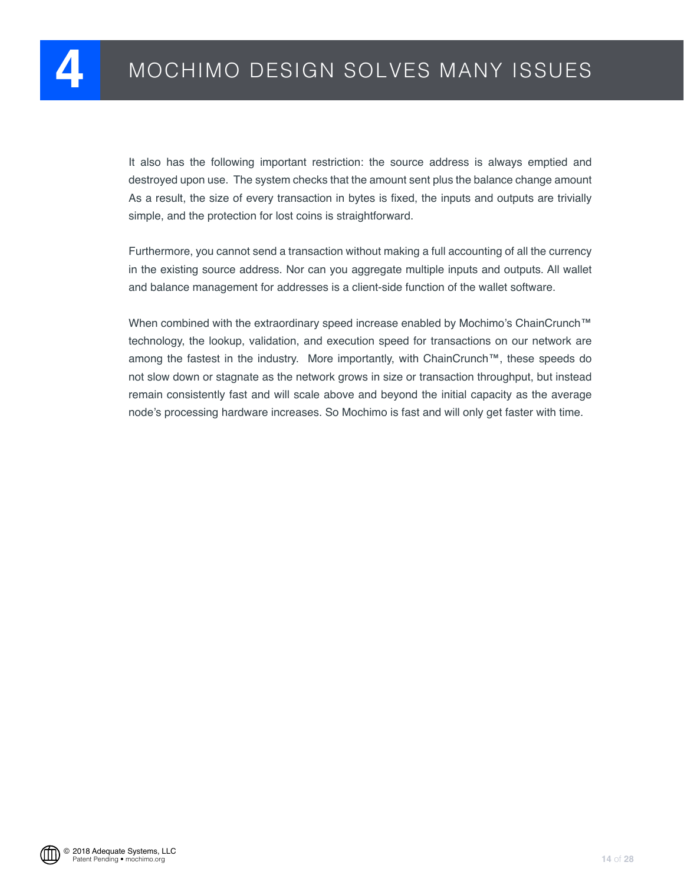# 4 MOCHIMO DESIGN SOLVES MANY ISSUES

It also has the following important restriction: the source address is always emptied and destroyed upon use. The system checks that the amount sent plus the balance change amount As a result, the size of every transaction in bytes is fixed, the inputs and outputs are trivially simple, and the protection for lost coins is straightforward.

Furthermore, you cannot send a transaction without making a full accounting of all the currency in the existing source address. Nor can you aggregate multiple inputs and outputs. All wallet and balance management for addresses is a client-side function of the wallet software.

When combined with the extraordinary speed increase enabled by Mochimo's ChainCrunch™ technology, the lookup, validation, and execution speed for transactions on our network are among the fastest in the industry. More importantly, with ChainCrunch™, these speeds do not slow down or stagnate as the network grows in size or transaction throughput, but instead remain consistently fast and will scale above and beyond the initial capacity as the average node's processing hardware increases. So Mochimo is fast and will only get faster with time.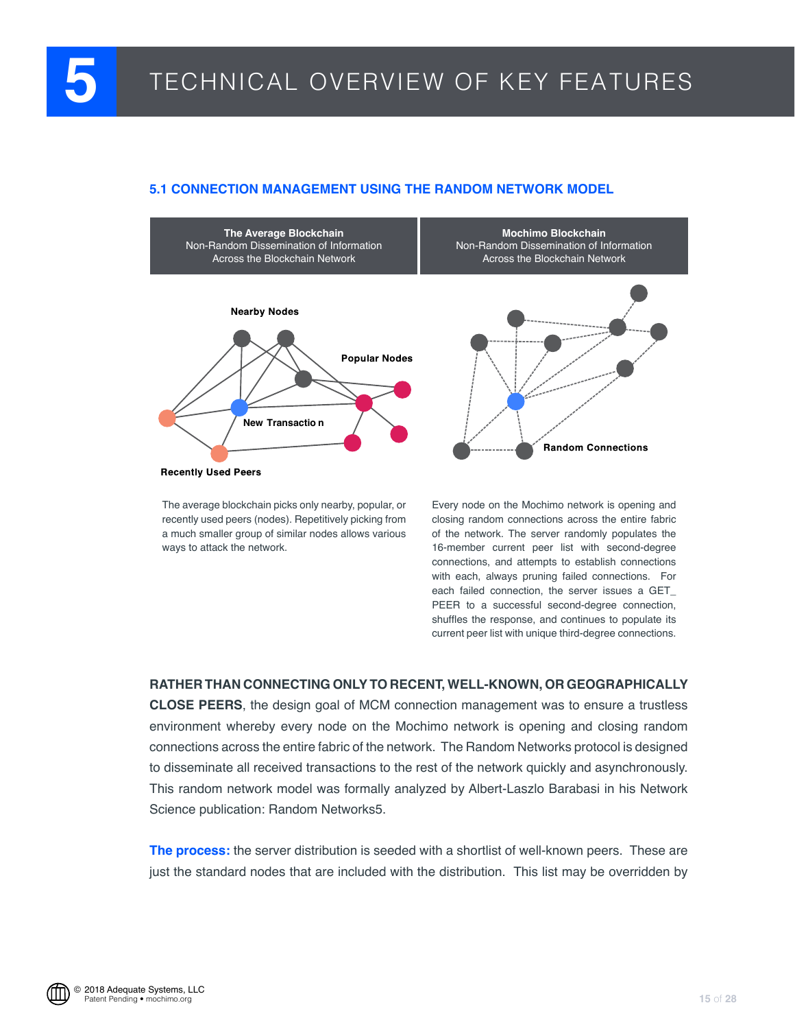# 5 TECHNICAL OVERVIEW OF KEY FEATURES

## 5.1 CONNECTION MANAGEMENT USING THE RANDOM NETWORK MODEL

| The Average Blockchain<br>Non-Random Dissemination of Information Across the Blockchain Network | Mochimo Blockchain<br>Non-Random Dissemination of Information Across the Blockchain Network |
|---|---|
| Nearby Nodes, Popular Nodes, New Transactio n, Recently Used Peers | Random Connections |
| The average blockchain picks only nearby, popular, or recently used peers (nodes). Repetitively picking from a much smaller group of similar nodes allows various ways to attack the network. | Every node on the Mochimo network is opening and closing random connections across the entire fabric of the network. The server randomly populates the 16-member current peer list with second-degree connections, and attempts to establish connections with each, always pruning failed connections. For each failed connection, the server issues a GET_PEER to a successful second-degree connection, shuffles the response, and continues to populate its current peer list with unique third-degree connections. |

**RATHER THAN CONNECTING ONLY TO RECENT, WELL-KNOWN, OR GEOGRAPHICALLY CLOSE PEERS**, the design goal of MCM connection management was to ensure a trustless environment whereby every node on the Mochimo network is opening and closing random connections across the entire fabric of the network. The Random Networks protocol is designed to disseminate all received transactions to the rest of the network quickly and asynchronously. This random network model was formally analyzed by Albert-Laszlo Barabasi in his Network Science publication: Random Networks5.

**The process:** the server distribution is seeded with a shortlist of well-known peers. These are just the standard nodes that are included with the distribution. This list may be overridden by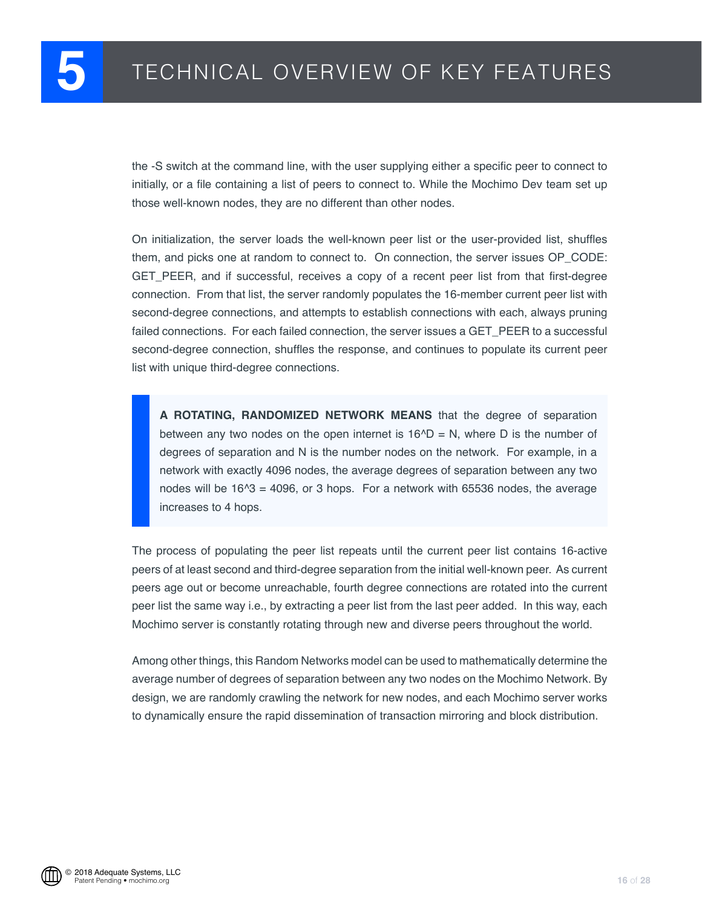# 5 TECHNICAL OVERVIEW OF KEY FEATURES

the -S switch at the command line, with the user supplying either a specific peer to connect to initially, or a file containing a list of peers to connect to. While the Mochimo Dev team set up those well-known nodes, they are no different than other nodes.

On initialization, the server loads the well-known peer list or the user-provided list, shuffles them, and picks one at random to connect to. On connection, the server issues OP_CODE: GET_PEER, and if successful, receives a copy of a recent peer list from that first-degree connection. From that list, the server randomly populates the 16-member current peer list with second-degree connections, and attempts to establish connections with each, always pruning failed connections. For each failed connection, the server issues a GET_PEER to a successful second-degree connection, shuffles the response, and continues to populate its current peer list with unique third-degree connections.

> **A ROTATING, RANDOMIZED NETWORK MEANS** that the degree of separation between any two nodes on the open internet is $16^D = N$, where D is the number of degrees of separation and N is the number nodes on the network. For example, in a network with exactly 4096 nodes, the average degrees of separation between any two nodes will be $16^3 = 4096$, or 3 hops. For a network with 65536 nodes, the average increases to 4 hops.

The process of populating the peer list repeats until the current peer list contains 16-active peers of at least second and third-degree separation from the initial well-known peer. As current peers age out or become unreachable, fourth degree connections are rotated into the current peer list the same way i.e., by extracting a peer list from the last peer added. In this way, each Mochimo server is constantly rotating through new and diverse peers throughout the world.

Among other things, this Random Networks model can be used to mathematically determine the average number of degrees of separation between any two nodes on the Mochimo Network. By design, we are randomly crawling the network for new nodes, and each Mochimo server works to dynamically ensure the rapid dissemination of transaction mirroring and block distribution.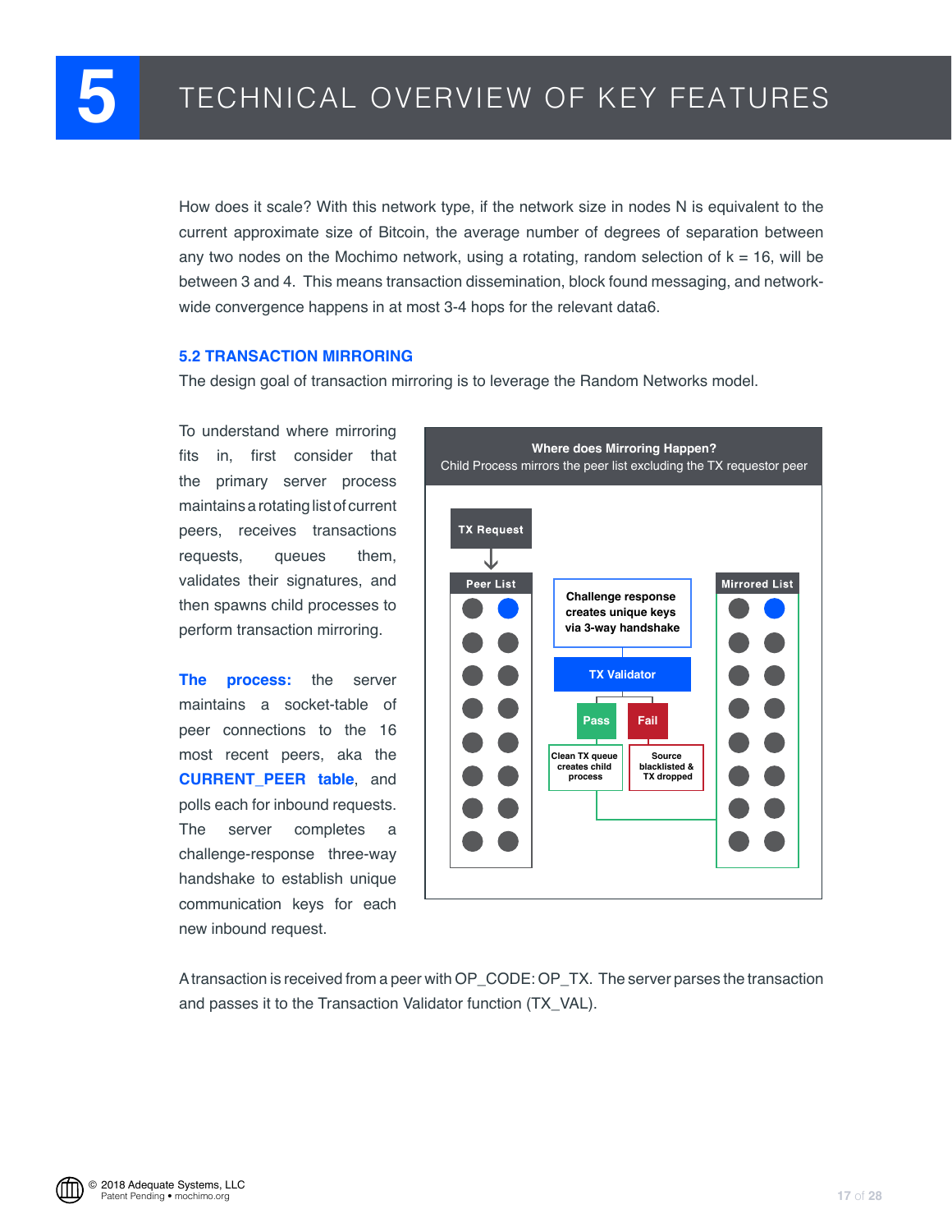How does it scale? With this network type, if the network size in nodes N is equivalent to the current approximate size of Bitcoin, the average number of degrees of separation between any two nodes on the Mochimo network, using a rotating, random selection of k = 16, will be between 3 and 4. This means transaction dissemination, block found messaging, and network-wide convergence happens in at most 3-4 hops for the relevant data6.

### 5.2 TRANSACTION MIRRORING

The design goal of transaction mirroring is to leverage the Random Networks model.

To understand where mirroring fits in, first consider that the primary server process maintains a rotating list of current peers, receives transactions requests, queues them, validates their signatures, and then spawns child processes to perform transaction mirroring.

**The process:** the server maintains a socket-table of peer connections to the 16 most recent peers, aka the **CURRENT_PEER table**, and polls each for inbound requests. The server completes a challenge-response three-way handshake to establish unique communication keys for each new inbound request.

**Where does Mirroring Happen?**
Child Process mirrors the peer list excluding the TX requestor peer

TX Request → Peer List

Challenge response creates unique keys via 3-way handshake

TX Validator

Pass: Clean TX queue creates child process

Fail: Source blacklisted & TX dropped

Mirrored List

A transaction is received from a peer with OP_CODE: OP_TX. The server parses the transaction and passes it to the Transaction Validator function (TX_VAL).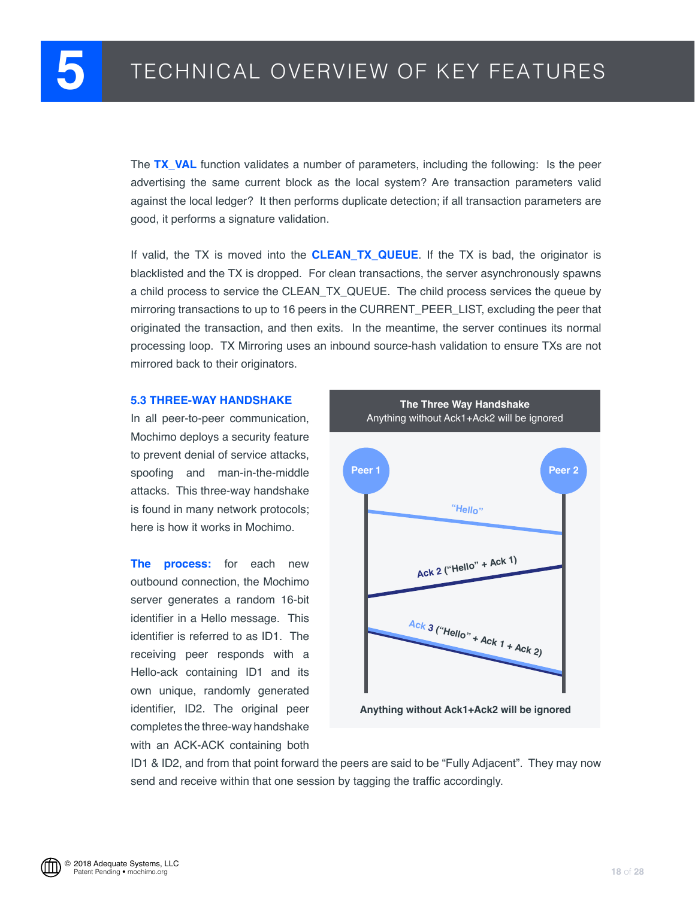# 5 TECHNICAL OVERVIEW OF KEY FEATURES

The **TX_VAL** function validates a number of parameters, including the following: Is the peer advertising the same current block as the local system? Are transaction parameters valid against the local ledger? It then performs duplicate detection; if all transaction parameters are good, it performs a signature validation.

If valid, the TX is moved into the **CLEAN_TX_QUEUE**. If the TX is bad, the originator is blacklisted and the TX is dropped. For clean transactions, the server asynchronously spawns a child process to service the CLEAN_TX_QUEUE. The child process services the queue by mirroring transactions to up to 16 peers in the CURRENT_PEER_LIST, excluding the peer that originated the transaction, and then exits. In the meantime, the server continues its normal processing loop. TX Mirroring uses an inbound source-hash validation to ensure TXs are not mirrored back to their originators.

### 5.3 THREE-WAY HANDSHAKE

In all peer-to-peer communication, Mochimo deploys a security feature to prevent denial of service attacks, spoofing and man-in-the-middle attacks. This three-way handshake is found in many network protocols; here is how it works in Mochimo.

**The process:** for each new outbound connection, the Mochimo server generates a random 16-bit identifier in a Hello message. This identifier is referred to as ID1. The receiving peer responds with a Hello-ack containing ID1 and its own unique, randomly generated identifier, ID2. The original peer completes the three-way handshake with an ACK-ACK containing both ID1 & ID2, and from that point forward the peers are said to be "Fully Adjacent". They may now send and receive within that one session by tagging the traffic accordingly.

**The Three Way Handshake**
Anything without Ack1+Ack2 will be ignored

Peer 1 → Peer 2: "Hello"
Peer 2 → Peer 1: Ack 2 ("Hello" + Ack 1)
Peer 1 → Peer 2: Ack 3 ("Hello" + Ack 1 + Ack 2)

**Anything without Ack1+Ack2 will be ignored**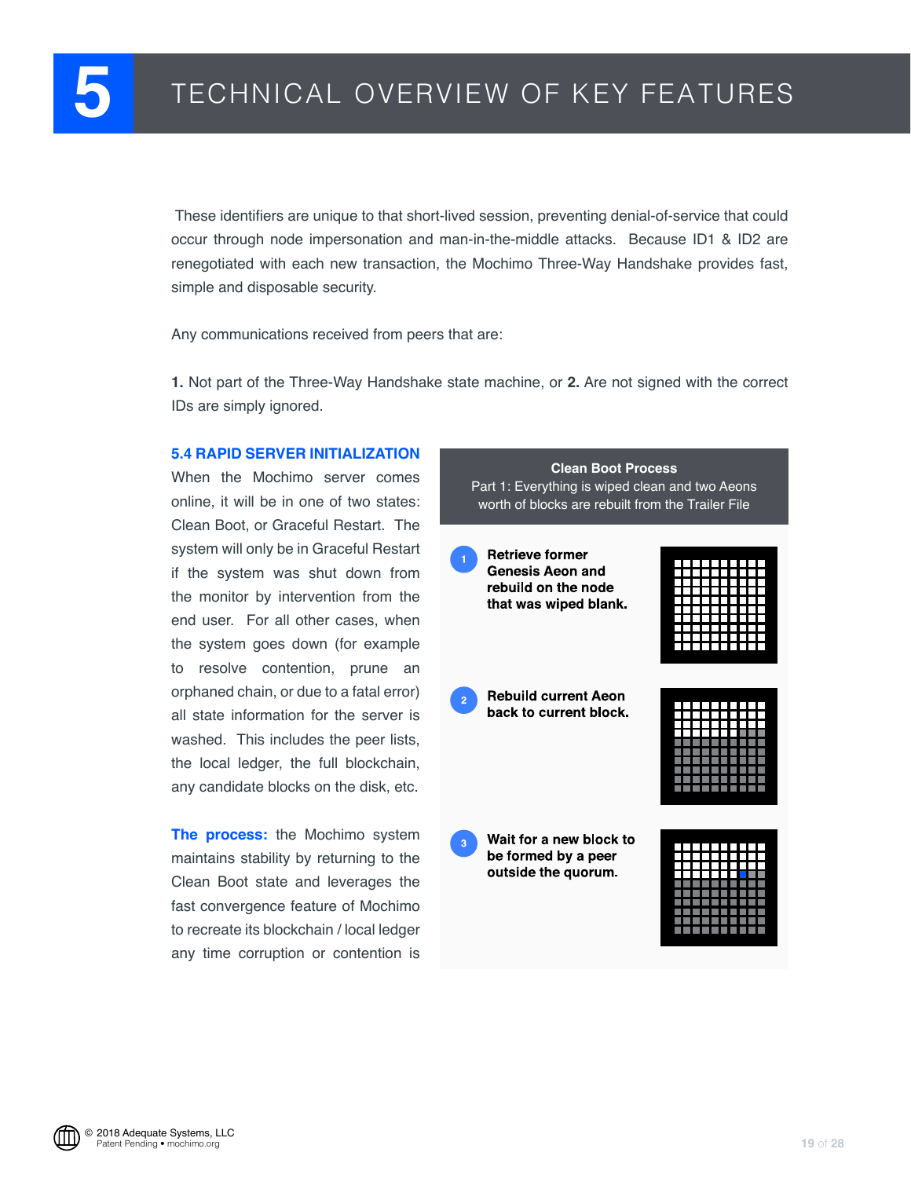These identifiers are unique to that short-lived session, preventing denial-of-service that could occur through node impersonation and man-in-the-middle attacks. Because ID1 & ID2 are renegotiated with each new transaction, the Mochimo Three-Way Handshake provides fast, simple and disposable security.

Any communications received from peers that are:

**1.** Not part of the Three-Way Handshake state machine, or **2.** Are not signed with the correct IDs are simply ignored.

### 5.4 RAPID SERVER INITIALIZATION

When the Mochimo server comes online, it will be in one of two states: Clean Boot, or Graceful Restart. The system will only be in Graceful Restart if the system was shut down from the monitor by intervention from the end user. For all other cases, when the system goes down (for example to resolve contention, prune an orphaned chain, or due to a fatal error) all state information for the server is washed. This includes the peer lists, the local ledger, the full blockchain, any candidate blocks on the disk, etc.

**The process:** the Mochimo system maintains stability by returning to the Clean Boot state and leverages the fast convergence feature of Mochimo to recreate its blockchain / local ledger any time corruption or contention is

**Clean Boot Process**
Part 1: Everything is wiped clean and two Aeons worth of blocks are rebuilt from the Trailer File

1. **Retrieve former Genesis Aeon and rebuild on the node that was wiped blank.**
2. **Rebuild current Aeon back to current block.**
3. **Wait for a new block to be formed by a peer outside the quorum.**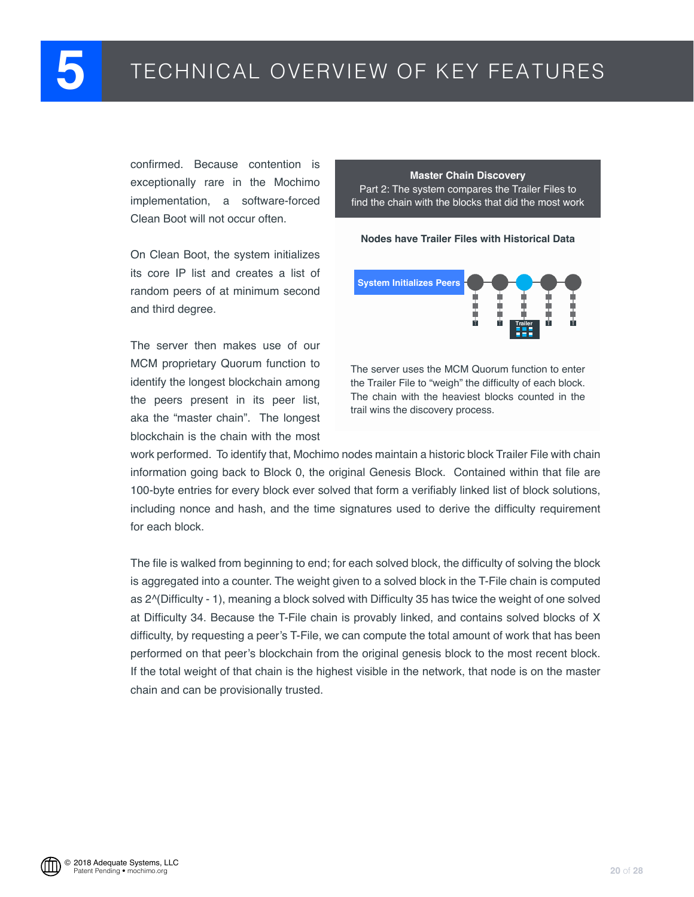# 5 TECHNICAL OVERVIEW OF KEY FEATURES

confirmed. Because contention is exceptionally rare in the Mochimo implementation, a software-forced Clean Boot will not occur often.

On Clean Boot, the system initializes its core IP list and creates a list of random peers of at minimum second and third degree.

The server then makes use of our MCM proprietary Quorum function to identify the longest blockchain among the peers present in its peer list, aka the "master chain". The longest blockchain is the chain with the most work performed. To identify that, Mochimo nodes maintain a historic block Trailer File with chain information going back to Block 0, the original Genesis Block. Contained within that file are 100-byte entries for every block ever solved that form a verifiably linked list of block solutions, including nonce and hash, and the time signatures used to derive the difficulty requirement for each block.

**Master Chain Discovery**
Part 2: The system compares the Trailer Files to find the chain with the blocks that did the most work

**Nodes have Trailer Files with Historical Data**

System Initializes Peers

Trailer

The server uses the MCM Quorum function to enter the Trailer File to "weigh" the difficulty of each block. The chain with the heaviest blocks counted in the trail wins the discovery process.

The file is walked from beginning to end; for each solved block, the difficulty of solving the block is aggregated into a counter. The weight given to a solved block in the T-File chain is computed as 2^(Difficulty - 1), meaning a block solved with Difficulty 35 has twice the weight of one solved at Difficulty 34. Because the T-File chain is provably linked, and contains solved blocks of X difficulty, by requesting a peer's T-File, we can compute the total amount of work that has been performed on that peer's blockchain from the original genesis block to the most recent block. If the total weight of that chain is the highest visible in the network, that node is on the master chain and can be provisionally trusted.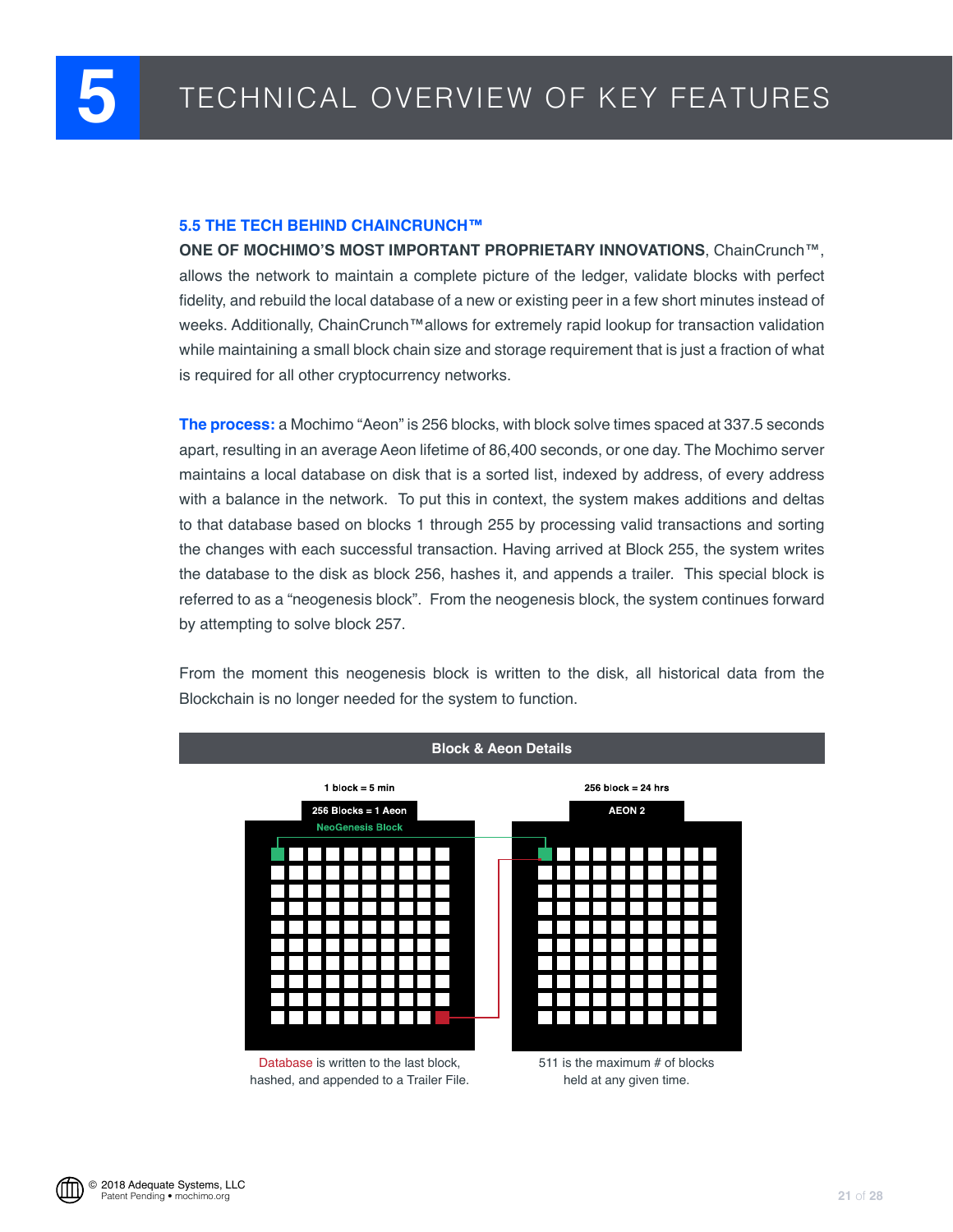# 5 TECHNICAL OVERVIEW OF KEY FEATURES

### 5.5 THE TECH BEHIND CHAINCRUNCH™

**ONE OF MOCHIMO'S MOST IMPORTANT PROPRIETARY INNOVATIONS**, ChainCrunch™, allows the network to maintain a complete picture of the ledger, validate blocks with perfect fidelity, and rebuild the local database of a new or existing peer in a few short minutes instead of weeks. Additionally, ChainCrunch™allows for extremely rapid lookup for transaction validation while maintaining a small block chain size and storage requirement that is just a fraction of what is required for all other cryptocurrency networks.

**The process:** a Mochimo "Aeon" is 256 blocks, with block solve times spaced at 337.5 seconds apart, resulting in an average Aeon lifetime of 86,400 seconds, or one day. The Mochimo server maintains a local database on disk that is a sorted list, indexed by address, of every address with a balance in the network. To put this in context, the system makes additions and deltas to that database based on blocks 1 through 255 by processing valid transactions and sorting the changes with each successful transaction. Having arrived at Block 255, the system writes the database to the disk as block 256, hashes it, and appends a trailer. This special block is referred to as a "neogenesis block". From the neogenesis block, the system continues forward by attempting to solve block 257.

From the moment this neogenesis block is written to the disk, all historical data from the Blockchain is no longer needed for the system to function.

**Block & Aeon Details**

| 1 block = 5 min | 256 block = 24 hrs |
|---|---|
| 256 Blocks = 1 Aeon | AEON 2 |
| NeoGenesis Block | |
| Database is written to the last block, hashed, and appended to a Trailer File. | 511 is the maximum # of blocks held at any given time. |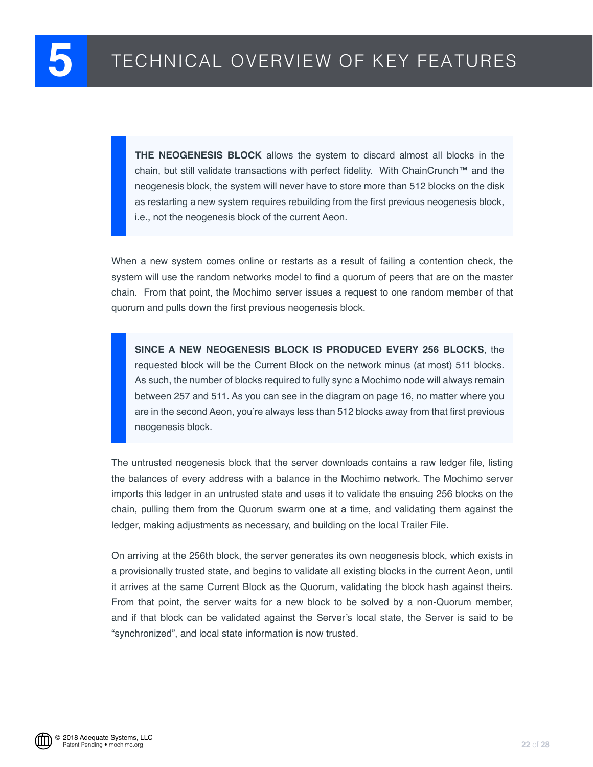# 5 TECHNICAL OVERVIEW OF KEY FEATURES

> **THE NEOGENESIS BLOCK** allows the system to discard almost all blocks in the chain, but still validate transactions with perfect fidelity. With ChainCrunch™ and the neogenesis block, the system will never have to store more than 512 blocks on the disk as restarting a new system requires rebuilding from the first previous neogenesis block, i.e., not the neogenesis block of the current Aeon.

When a new system comes online or restarts as a result of failing a contention check, the system will use the random networks model to find a quorum of peers that are on the master chain. From that point, the Mochimo server issues a request to one random member of that quorum and pulls down the first previous neogenesis block.

> **SINCE A NEW NEOGENESIS BLOCK IS PRODUCED EVERY 256 BLOCKS**, the requested block will be the Current Block on the network minus (at most) 511 blocks. As such, the number of blocks required to fully sync a Mochimo node will always remain between 257 and 511. As you can see in the diagram on page 16, no matter where you are in the second Aeon, you're always less than 512 blocks away from that first previous neogenesis block.

The untrusted neogenesis block that the server downloads contains a raw ledger file, listing the balances of every address with a balance in the Mochimo network. The Mochimo server imports this ledger in an untrusted state and uses it to validate the ensuing 256 blocks on the chain, pulling them from the Quorum swarm one at a time, and validating them against the ledger, making adjustments as necessary, and building on the local Trailer File.

On arriving at the 256th block, the server generates its own neogenesis block, which exists in a provisionally trusted state, and begins to validate all existing blocks in the current Aeon, until it arrives at the same Current Block as the Quorum, validating the block hash against theirs. From that point, the server waits for a new block to be solved by a non-Quorum member, and if that block can be validated against the Server's local state, the Server is said to be "synchronized", and local state information is now trusted.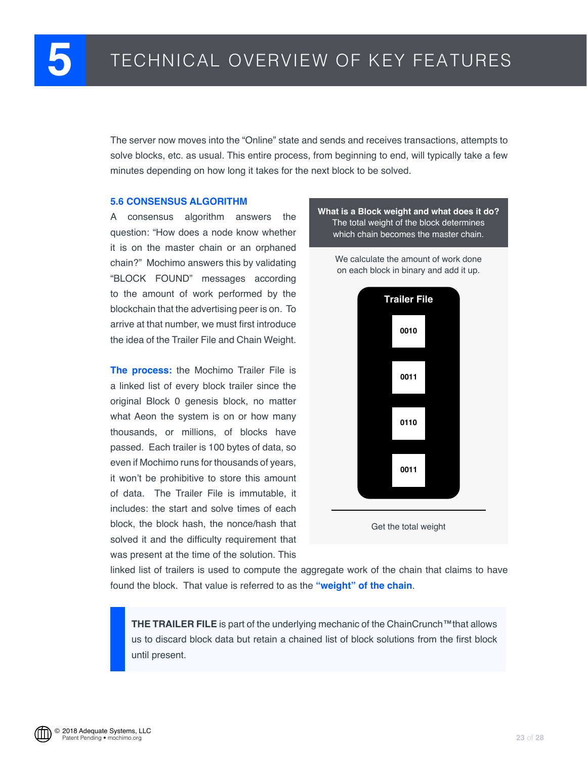# 5 TECHNICAL OVERVIEW OF KEY FEATURES

The server now moves into the "Online" state and sends and receives transactions, attempts to solve blocks, etc. as usual. This entire process, from beginning to end, will typically take a few minutes depending on how long it takes for the next block to be solved.

### 5.6 CONSENSUS ALGORITHM

A consensus algorithm answers the question: "How does a node know whether it is on the master chain or an orphaned chain?" Mochimo answers this by validating "BLOCK FOUND" messages according to the amount of work performed by the blockchain that the advertising peer is on. To arrive at that number, we must first introduce the idea of the Trailer File and Chain Weight.

**The process:** the Mochimo Trailer File is a linked list of every block trailer since the original Block 0 genesis block, no matter what Aeon the system is on or how many thousands, or millions, of blocks have passed. Each trailer is 100 bytes of data, so even if Mochimo runs for thousands of years, it won't be prohibitive to store this amount of data. The Trailer File is immutable, it includes: the start and solve times of each block, the block hash, the nonce/hash that solved it and the difficulty requirement that was present at the time of the solution. This linked list of trailers is used to compute the aggregate work of the chain that claims to have found the block. That value is referred to as the **"weight" of the chain**.

**What is a Block weight and what does it do?**
The total weight of the block determines which chain becomes the master chain.

We calculate the amount of work done on each block in binary and add it up.

**Trailer File**

0010

0011

0110

0011

Get the total weight

**THE TRAILER FILE** is part of the underlying mechanic of the ChainCrunch™ that allows us to discard block data but retain a chained list of block solutions from the first block until present.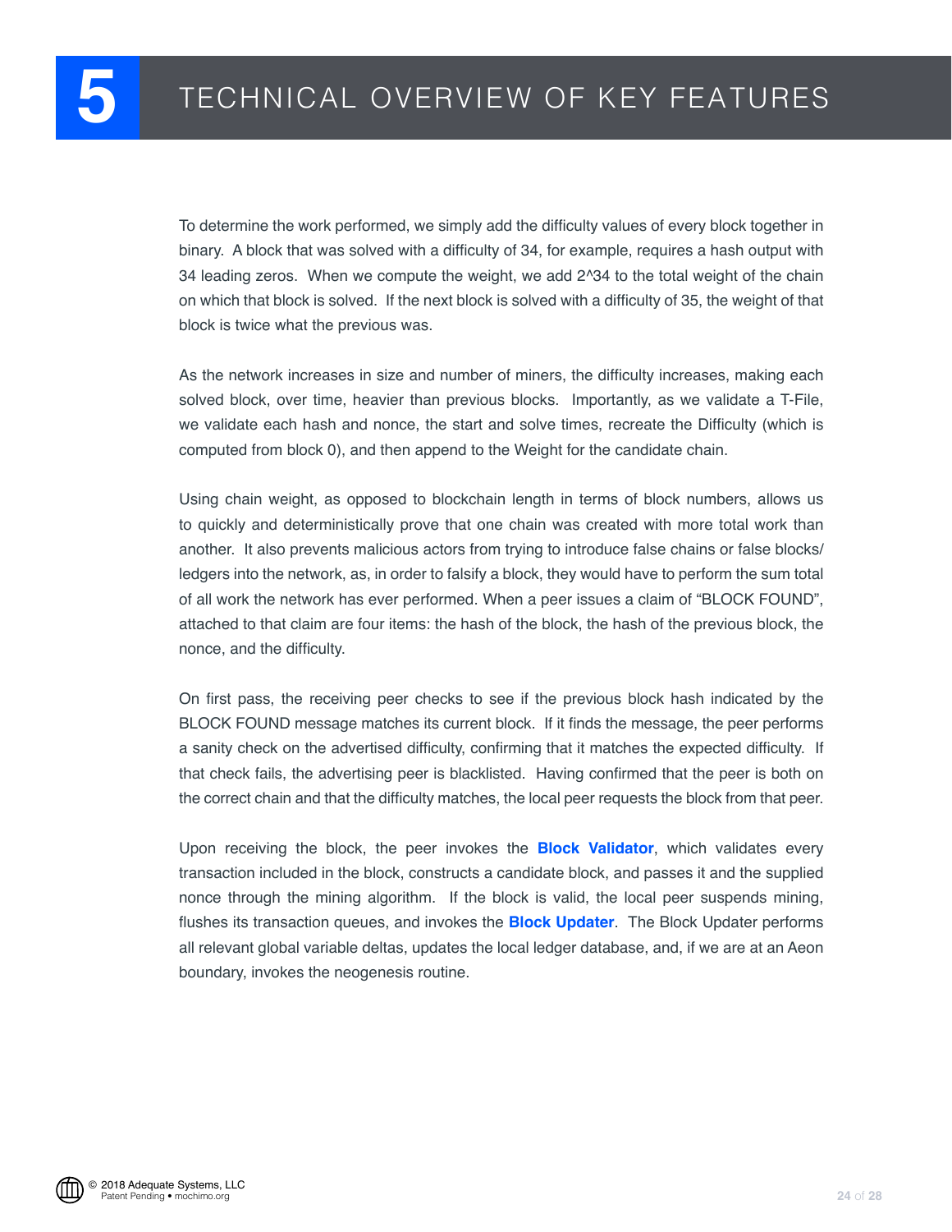# 5 TECHNICAL OVERVIEW OF KEY FEATURES

To determine the work performed, we simply add the difficulty values of every block together in binary. A block that was solved with a difficulty of 34, for example, requires a hash output with 34 leading zeros. When we compute the weight, we add $2^{34}$ to the total weight of the chain on which that block is solved. If the next block is solved with a difficulty of 35, the weight of that block is twice what the previous was.

As the network increases in size and number of miners, the difficulty increases, making each solved block, over time, heavier than previous blocks. Importantly, as we validate a T-File, we validate each hash and nonce, the start and solve times, recreate the Difficulty (which is computed from block 0), and then append to the Weight for the candidate chain.

Using chain weight, as opposed to blockchain length in terms of block numbers, allows us to quickly and deterministically prove that one chain was created with more total work than another. It also prevents malicious actors from trying to introduce false chains or false blocks/ledgers into the network, as, in order to falsify a block, they would have to perform the sum total of all work the network has ever performed. When a peer issues a claim of "BLOCK FOUND", attached to that claim are four items: the hash of the block, the hash of the previous block, the nonce, and the difficulty.

On first pass, the receiving peer checks to see if the previous block hash indicated by the BLOCK FOUND message matches its current block. If it finds the message, the peer performs a sanity check on the advertised difficulty, confirming that it matches the expected difficulty. If that check fails, the advertising peer is blacklisted. Having confirmed that the peer is both on the correct chain and that the difficulty matches, the local peer requests the block from that peer.

Upon receiving the block, the peer invokes the **Block Validator**, which validates every transaction included in the block, constructs a candidate block, and passes it and the supplied nonce through the mining algorithm. If the block is valid, the local peer suspends mining, flushes its transaction queues, and invokes the **Block Updater**. The Block Updater performs all relevant global variable deltas, updates the local ledger database, and, if we are at an Aeon boundary, invokes the neogenesis routine.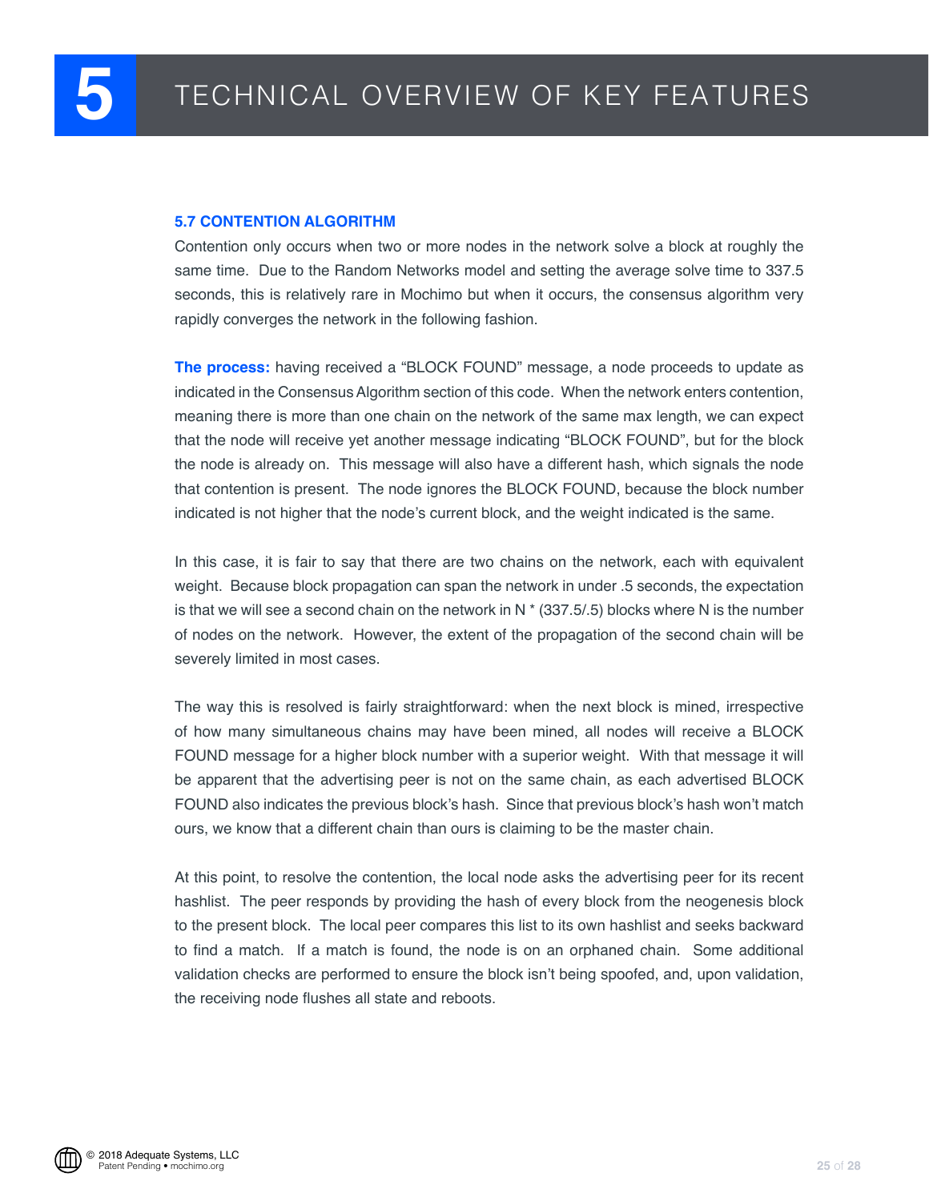# 5 TECHNICAL OVERVIEW OF KEY FEATURES

### 5.7 CONTENTION ALGORITHM

Contention only occurs when two or more nodes in the network solve a block at roughly the same time. Due to the Random Networks model and setting the average solve time to 337.5 seconds, this is relatively rare in Mochimo but when it occurs, the consensus algorithm very rapidly converges the network in the following fashion.

**The process:** having received a "BLOCK FOUND" message, a node proceeds to update as indicated in the Consensus Algorithm section of this code. When the network enters contention, meaning there is more than one chain on the network of the same max length, we can expect that the node will receive yet another message indicating "BLOCK FOUND", but for the block the node is already on. This message will also have a different hash, which signals the node that contention is present. The node ignores the BLOCK FOUND, because the block number indicated is not higher that the node's current block, and the weight indicated is the same.

In this case, it is fair to say that there are two chains on the network, each with equivalent weight. Because block propagation can span the network in under .5 seconds, the expectation is that we will see a second chain on the network in N * (337.5/.5) blocks where N is the number of nodes on the network. However, the extent of the propagation of the second chain will be severely limited in most cases.

The way this is resolved is fairly straightforward: when the next block is mined, irrespective of how many simultaneous chains may have been mined, all nodes will receive a BLOCK FOUND message for a higher block number with a superior weight. With that message it will be apparent that the advertising peer is not on the same chain, as each advertised BLOCK FOUND also indicates the previous block's hash. Since that previous block's hash won't match ours, we know that a different chain than ours is claiming to be the master chain.

At this point, to resolve the contention, the local node asks the advertising peer for its recent hashlist. The peer responds by providing the hash of every block from the neogenesis block to the present block. The local peer compares this list to its own hashlist and seeks backward to find a match. If a match is found, the node is on an orphaned chain. Some additional validation checks are performed to ensure the block isn't being spoofed, and, upon validation, the receiving node flushes all state and reboots.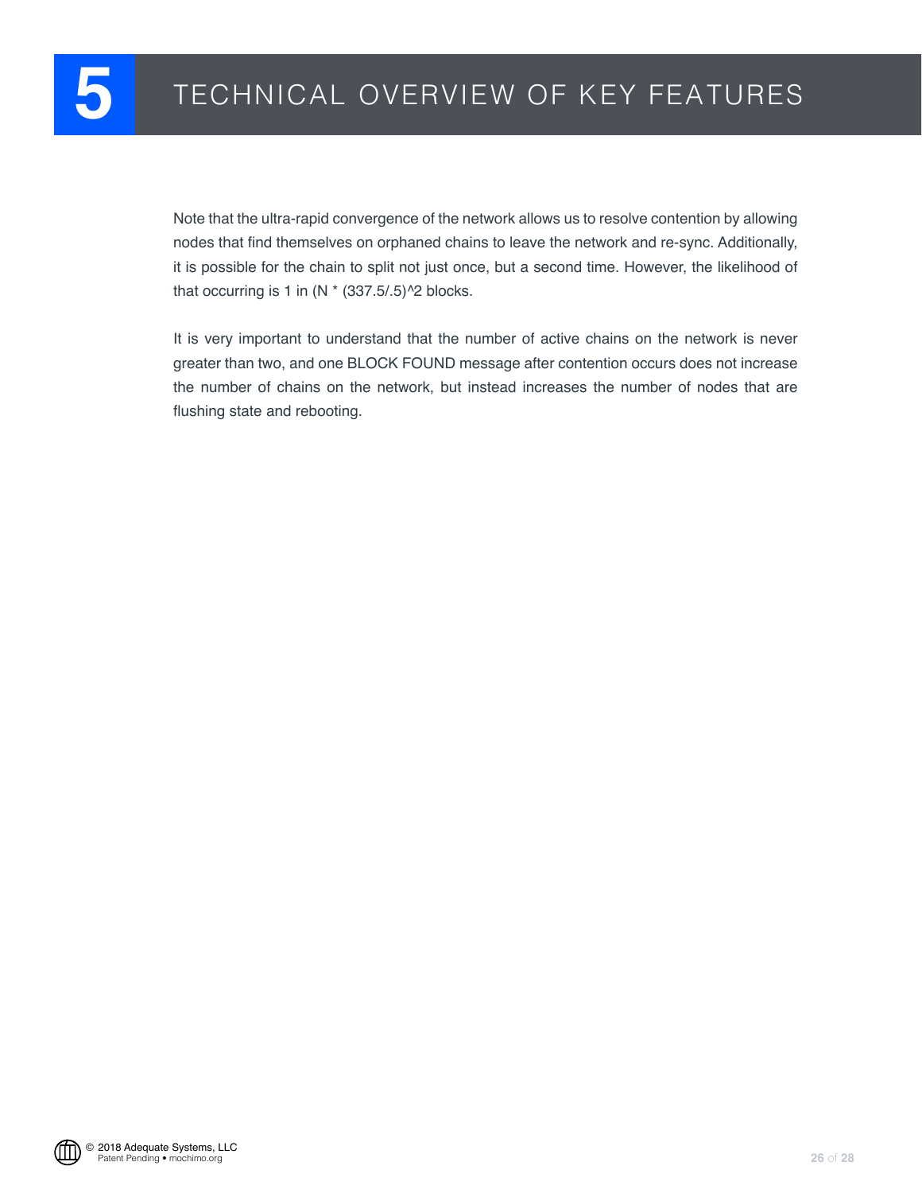# 5 TECHNICAL OVERVIEW OF KEY FEATURES

Note that the ultra-rapid convergence of the network allows us to resolve contention by allowing nodes that find themselves on orphaned chains to leave the network and re-sync. Additionally, it is possible for the chain to split not just once, but a second time. However, the likelihood of that occurring is 1 in $(N * (337.5/.5)^2$ blocks.

It is very important to understand that the number of active chains on the network is never greater than two, and one BLOCK FOUND message after contention occurs does not increase the number of chains on the network, but instead increases the number of nodes that are flushing state and rebooting.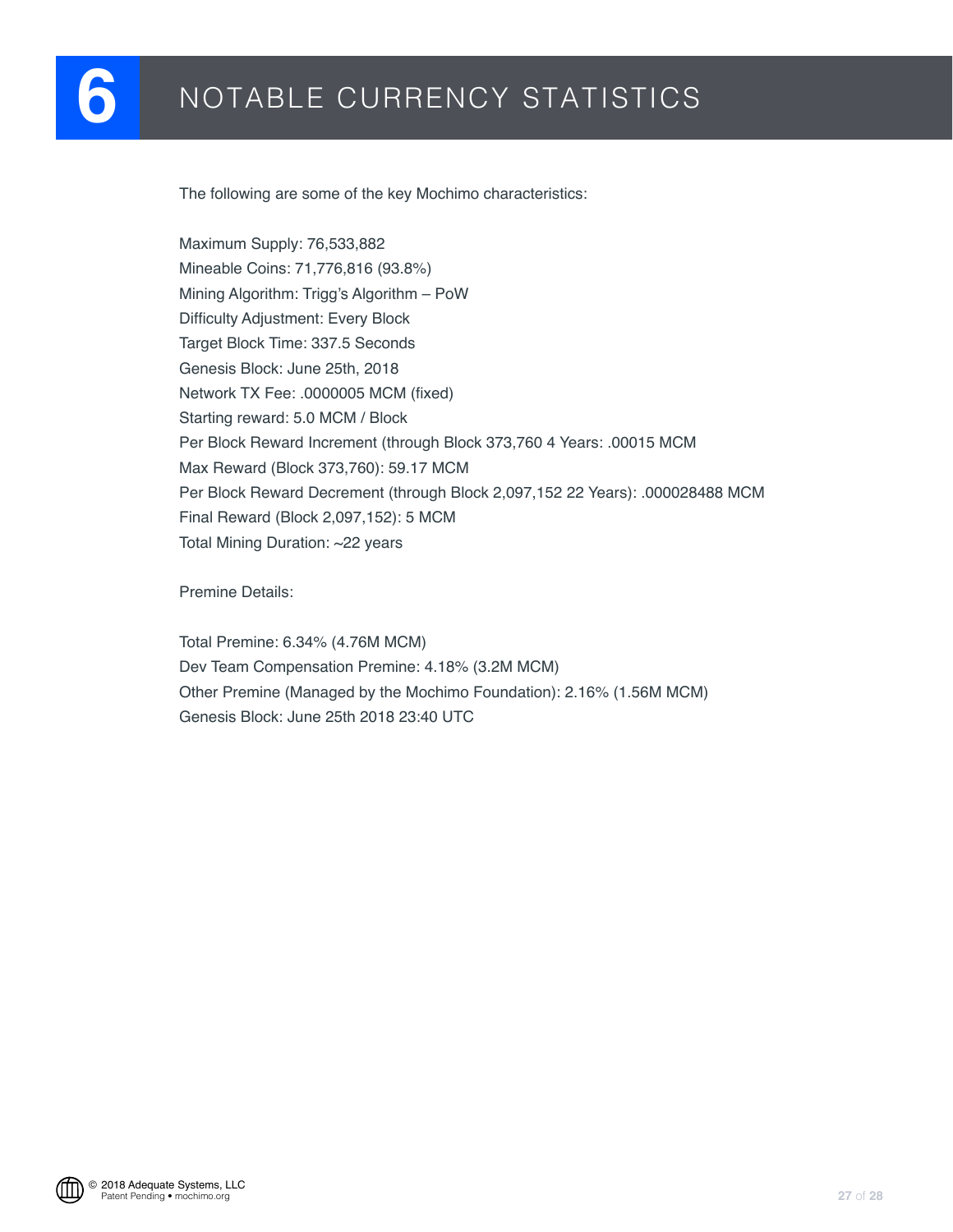# 6 NOTABLE CURRENCY STATISTICS

The following are some of the key Mochimo characteristics:

Maximum Supply: 76,533,882
Mineable Coins: 71,776,816 (93.8%)
Mining Algorithm: Trigg's Algorithm – PoW
Difficulty Adjustment: Every Block
Target Block Time: 337.5 Seconds
Genesis Block: June 25th, 2018
Network TX Fee: .0000005 MCM (fixed)
Starting reward: 5.0 MCM / Block
Per Block Reward Increment (through Block 373,760 4 Years: .00015 MCM
Max Reward (Block 373,760): 59.17 MCM
Per Block Reward Decrement (through Block 2,097,152 22 Years): .000028488 MCM
Final Reward (Block 2,097,152): 5 MCM
Total Mining Duration: ~22 years

Premine Details:

Total Premine: 6.34% (4.76M MCM)
Dev Team Compensation Premine: 4.18% (3.2M MCM)
Other Premine (Managed by the Mochimo Foundation): 2.16% (1.56M MCM)
Genesis Block: June 25th 2018 23:40 UTC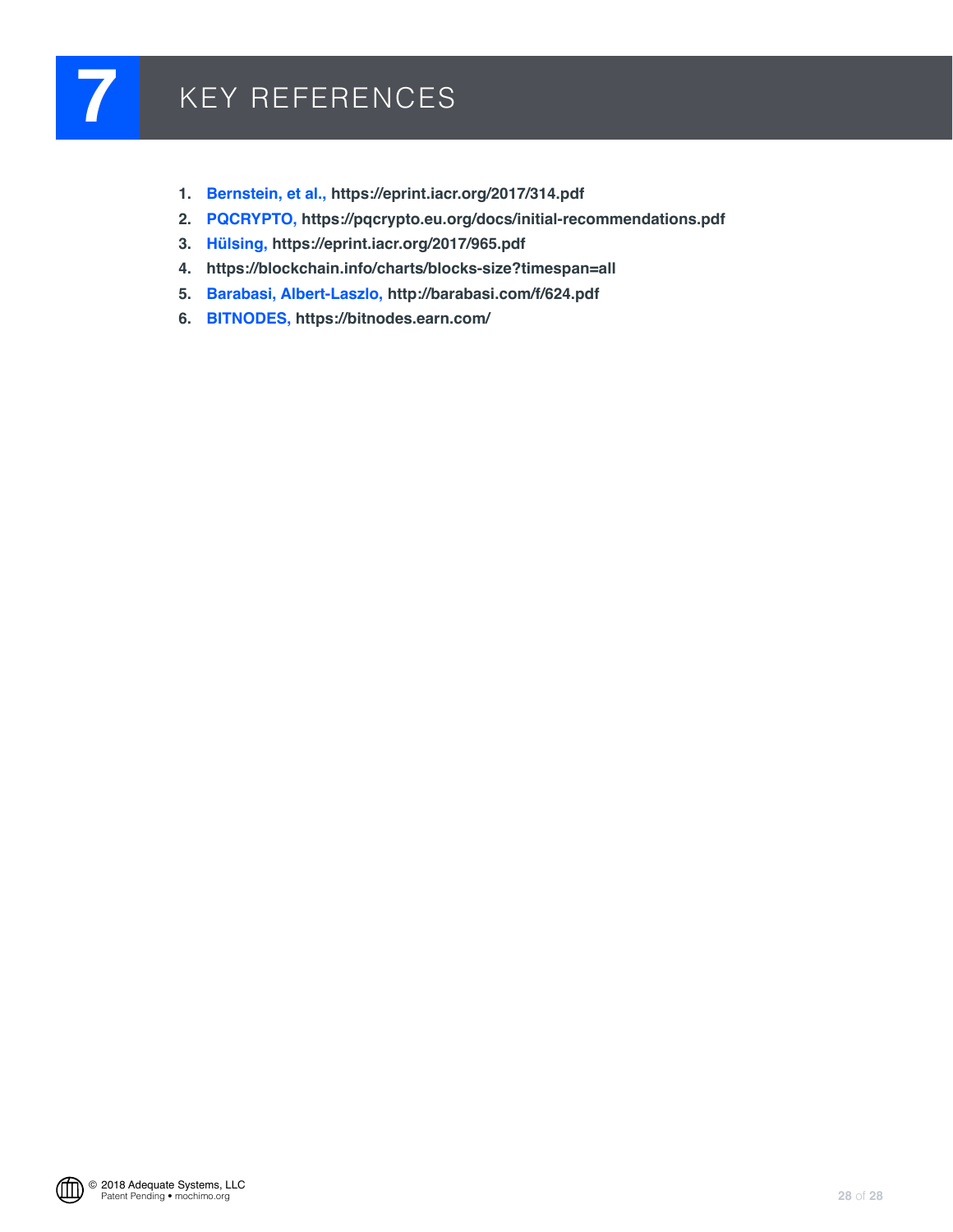# 7 KEY REFERENCES

1. **Bernstein, et al.,** https://eprint.iacr.org/2017/314.pdf
2. **PQCRYPTO,** https://pqcrypto.eu.org/docs/initial-recommendations.pdf
3. **Hülsing,** https://eprint.iacr.org/2017/965.pdf
4. https://blockchain.info/charts/blocks-size?timespan=all
5. **Barabasi, Albert-Laszlo,** http://barabasi.com/f/624.pdf
6. **BITNODES,** https://bitnodes.earn.com/